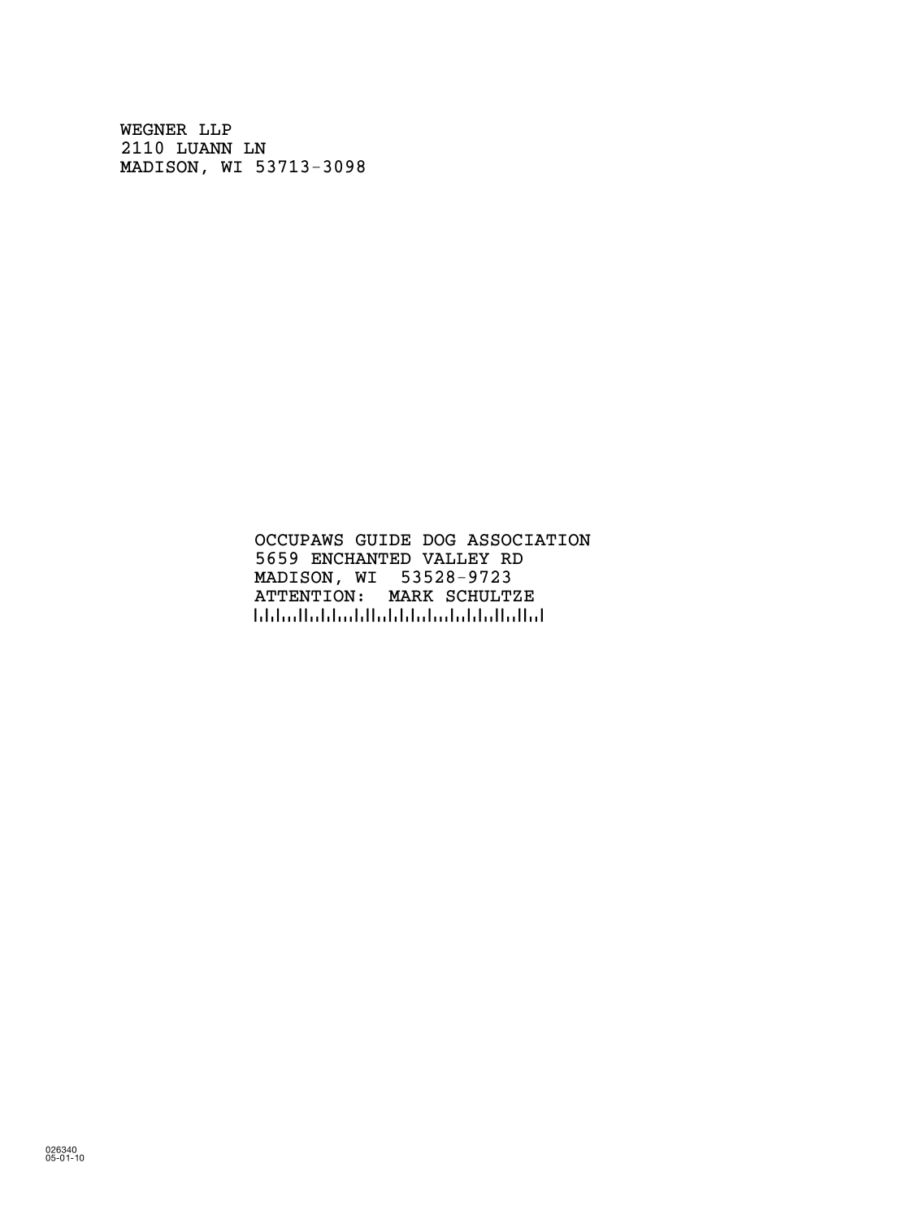WEGNER LLP
2110 LUANN LN
MADISON, WI 53713-3098

OCCUPAWS GUIDE DOG ASSOCIATION
5659 ENCHANTED VALLEY RD
MADISON, WI 53528-9723
ATTENTION: MARK SCHULTZE

026340
05-01-10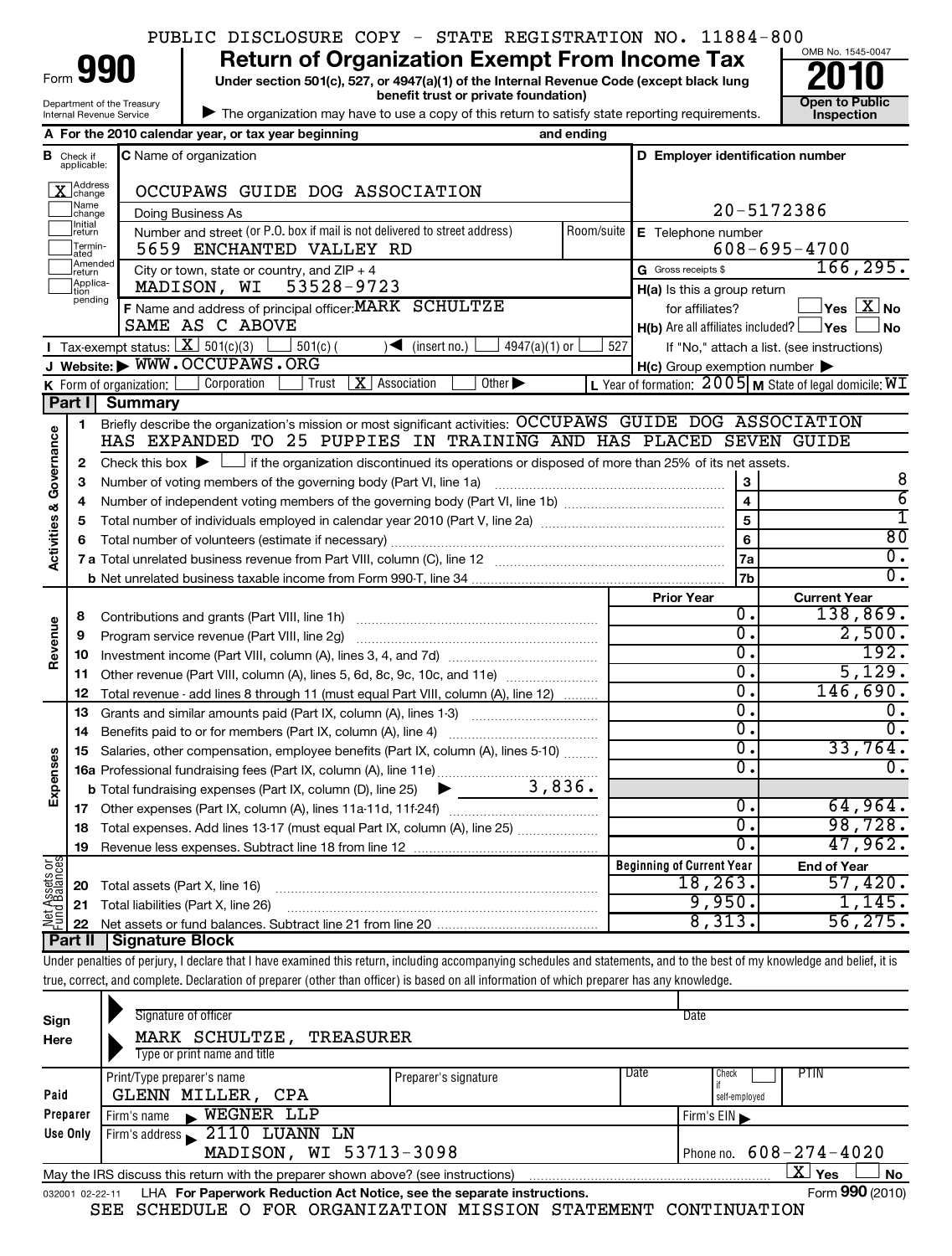PUBLIC DISCLOSURE COPY - STATE REGISTRATION NO. 11884-800

# Form 990 — Return of Organization Exempt From Income Tax — 2010

Under section 501(c), 527, or 4947(a)(1) of the Internal Revenue Code (except black lung benefit trust or private foundation)

Department of the Treasury, Internal Revenue Service

The organization may have to use a copy of this return to satisfy state reporting requirements.

OMB No. 1545-0047 — Open to Public Inspection

**A** For the 2010 calendar year, or tax year beginning and ending

**B** Check if applicable: [X] Address change [ ] Name change [ ] Initial return [ ] Terminated [ ] Amended return [ ] Application pending

**C** Name of organization: OCCUPAWS GUIDE DOG ASSOCIATION

Doing Business As

Number and street (or P.O. box if mail is not delivered to street address): 5659 ENCHANTED VALLEY RD — Room/suite

City or town, state or country, and ZIP + 4: MADISON, WI 53528-9723

**D** Employer identification number: 20-5172386

**E** Telephone number: 608-695-4700

**G** Gross receipts $ 166,295.

**F** Name and address of principal officer: MARK SCHULTZE, SAME AS C ABOVE

**H(a)** Is this a group return for affiliates? [ ] Yes [X] No

**H(b)** Are all affiliates included? [ ] Yes [ ] No — If "No," attach a list. (see instructions)

**H(c)** Group exemption number

**I** Tax-exempt status: [X] 501(c)(3) [ ] 501(c) ( ) (insert no.) [ ] 4947(a)(1) or [ ] 527

**J** Website: WWW.OCCUPAWS.ORG

**K** Form of organization: [ ] Corporation [ ] Trust [X] Association [ ] Other

**L** Year of formation: 2005 **M** State of legal domicile: WI

## Part I Summary

**Activities & Governance**

1. Briefly describe the organization's mission or most significant activities: OCCUPAWS GUIDE DOG ASSOCIATION HAS EXPANDED TO 25 PUPPIES IN TRAINING AND HAS PLACED SEVEN GUIDE
2. Check this box [ ] if the organization discontinued its operations or disposed of more than 25% of its net assets.

| Line | Description | | Value |
|---|---|---|---|
| 3 | Number of voting members of the governing body (Part VI, line 1a) | 3 | 8 |
| 4 | Number of independent voting members of the governing body (Part VI, line 1b) | 4 | 6 |
| 5 | Total number of individuals employed in calendar year 2010 (Part V, line 2a) | 5 | 1 |
| 6 | Total number of volunteers (estimate if necessary) | 6 | 80 |
| 7a | Total unrelated business revenue from Part VIII, column (C), line 12 | 7a | 0. |
| 7b | Net unrelated business taxable income from Form 990-T, line 34 | 7b | 0. |

| Line | Description | Prior Year | Current Year |
|---|---|---|---|
| **Revenue** | | | |
| 8 | Contributions and grants (Part VIII, line 1h) | 0. | 138,869. |
| 9 | Program service revenue (Part VIII, line 2g) | 0. | 2,500. |
| 10 | Investment income (Part VIII, column (A), lines 3, 4, and 7d) | 0. | 192. |
| 11 | Other revenue (Part VIII, column (A), lines 5, 6d, 8c, 9c, 10c, and 11e) | 0. | 5,129. |
| 12 | Total revenue - add lines 8 through 11 (must equal Part VIII, column (A), line 12) | 0. | 146,690. |
| **Expenses** | | | |
| 13 | Grants and similar amounts paid (Part IX, column (A), lines 1-3) | 0. | 0. |
| 14 | Benefits paid to or for members (Part IX, column (A), line 4) | 0. | 0. |
| 15 | Salaries, other compensation, employee benefits (Part IX, column (A), lines 5-10) | 0. | 33,764. |
| 16a | Professional fundraising fees (Part IX, column (A), line 11e) | 0. | 0. |
| b | Total fundraising expenses (Part IX, column (D), line 25) 3,836. | | |
| 17 | Other expenses (Part IX, column (A), lines 11a-11d, 11f-24f) | 0. | 64,964. |
| 18 | Total expenses. Add lines 13-17 (must equal Part IX, column (A), line 25) | 0. | 98,728. |
| 19 | Revenue less expenses. Subtract line 18 from line 12 | 0. | 47,962. |

| Line | Net Assets or Fund Balances | Beginning of Current Year | End of Year |
|---|---|---|---|
| 20 | Total assets (Part X, line 16) | 18,263. | 57,420. |
| 21 | Total liabilities (Part X, line 26) | 9,950. | 1,145. |
| 22 | Net assets or fund balances. Subtract line 21 from line 20 | 8,313. | 56,275. |

## Part II Signature Block

Under penalties of perjury, I declare that I have examined this return, including accompanying schedules and statements, and to the best of my knowledge and belief, it is true, correct, and complete. Declaration of preparer (other than officer) is based on all information of which preparer has any knowledge.

**Sign Here**

Signature of officer — Date

MARK SCHULTZE, TREASURER

Type or print name and title

**Paid Preparer Use Only**

Print/Type preparer's name: GLENN MILLER, CPA — Preparer's signature — Date — Check [ ] if self-employed — PTIN

Firm's name: WEGNER LLP — Firm's EIN

Firm's address: 2110 LUANN LN, MADISON, WI 53713-3098 — Phone no. 608-274-4020

May the IRS discuss this return with the preparer shown above? (see instructions) [X] Yes [ ] No

032001 02-22-11 LHA For Paperwork Reduction Act Notice, see the separate instructions. Form 990 (2010)

SEE SCHEDULE O FOR ORGANIZATION MISSION STATEMENT CONTINUATION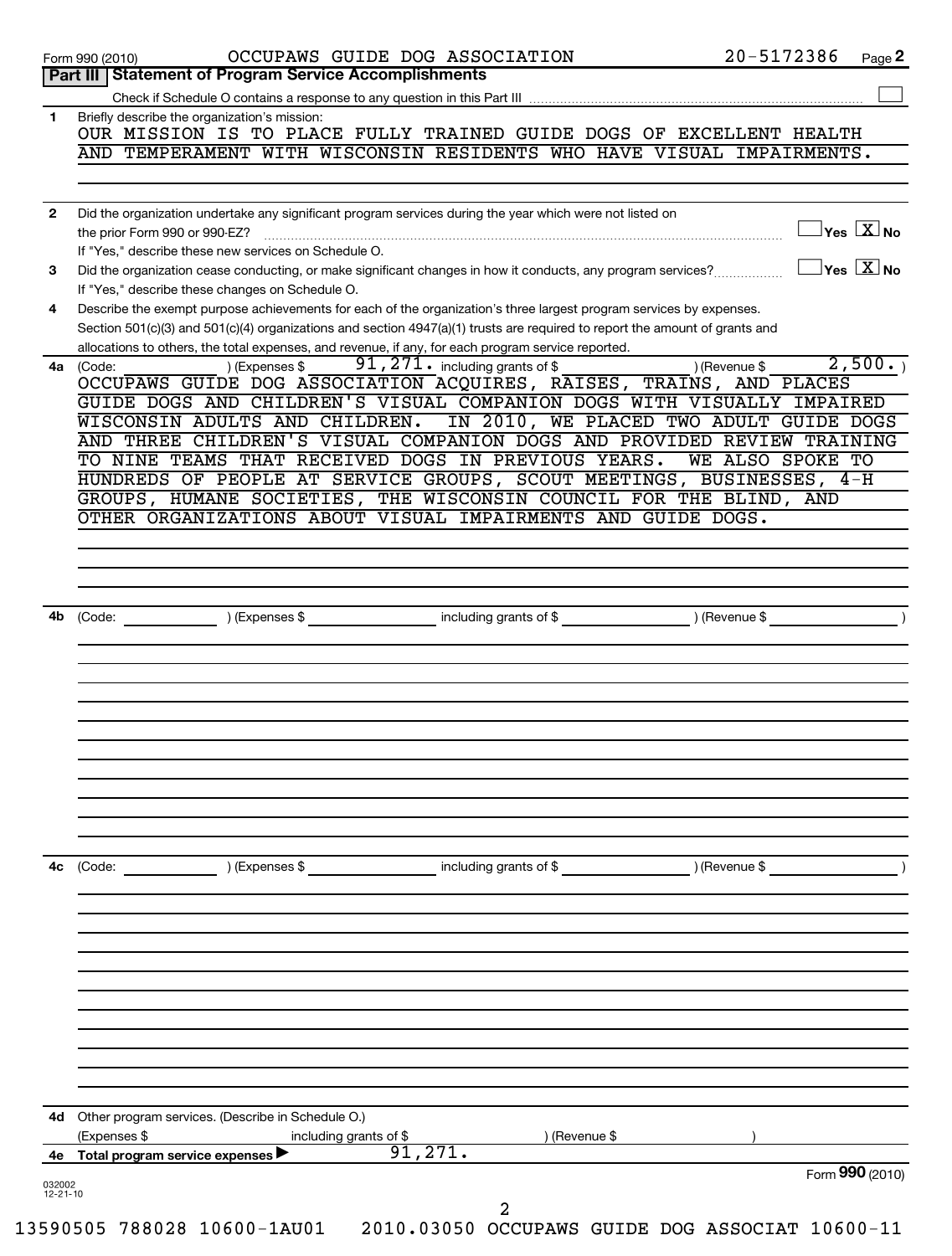Form 990 (2010) OCCUPAWS GUIDE DOG ASSOCIATION 20-5172386 Page 2

## Part III Statement of Program Service Accomplishments

Check if Schedule O contains a response to any question in this Part III ☐

**1** Briefly describe the organization's mission:

OUR MISSION IS TO PLACE FULLY TRAINED GUIDE DOGS OF EXCELLENT HEALTH AND TEMPERAMENT WITH WISCONSIN RESIDENTS WHO HAVE VISUAL IMPAIRMENTS.

**2** Did the organization undertake any significant program services during the year which were not listed on the prior Form 990 or 990-EZ? ☐ Yes ☒ No

If "Yes," describe these new services on Schedule O.

**3** Did the organization cease conducting, or make significant changes in how it conducts, any program services? ☐ Yes ☒ No

If "Yes," describe these changes on Schedule O.

**4** Describe the exempt purpose achievements for each of the organization's three largest program services by expenses. Section 501(c)(3) and 501(c)(4) organizations and section 4947(a)(1) trusts are required to report the amount of grants and allocations to others, the total expenses, and revenue, if any, for each program service reported.

**4a** (Code: ) (Expenses $ 91,271. including grants of $ ) (Revenue $ 2,500. )

OCCUPAWS GUIDE DOG ASSOCIATION ACQUIRES, RAISES, TRAINS, AND PLACES GUIDE DOGS AND CHILDREN'S VISUAL COMPANION DOGS WITH VISUALLY IMPAIRED WISCONSIN ADULTS AND CHILDREN. IN 2010, WE PLACED TWO ADULT GUIDE DOGS AND THREE CHILDREN'S VISUAL COMPANION DOGS AND PROVIDED REVIEW TRAINING TO NINE TEAMS THAT RECEIVED DOGS IN PREVIOUS YEARS. WE ALSO SPOKE TO HUNDREDS OF PEOPLE AT SERVICE GROUPS, SCOUT MEETINGS, BUSINESSES, 4-H GROUPS, HUMANE SOCIETIES, THE WISCONSIN COUNCIL FOR THE BLIND, AND OTHER ORGANIZATIONS ABOUT VISUAL IMPAIRMENTS AND GUIDE DOGS.

**4b** (Code: ) (Expenses $ including grants of $ ) (Revenue $ )

**4c** (Code: ) (Expenses $ including grants of $ ) (Revenue $ )

**4d** Other program services. (Describe in Schedule O.)

(Expenses $ including grants of $ ) (Revenue $ )

**4e** Total program service expenses ▶ 91,271.

032002 12-21-10

Form **990** (2010)

13590505 788028 10600-1AU01 2010.03050 OCCUPAWS GUIDE DOG ASSOCIAT 10600-11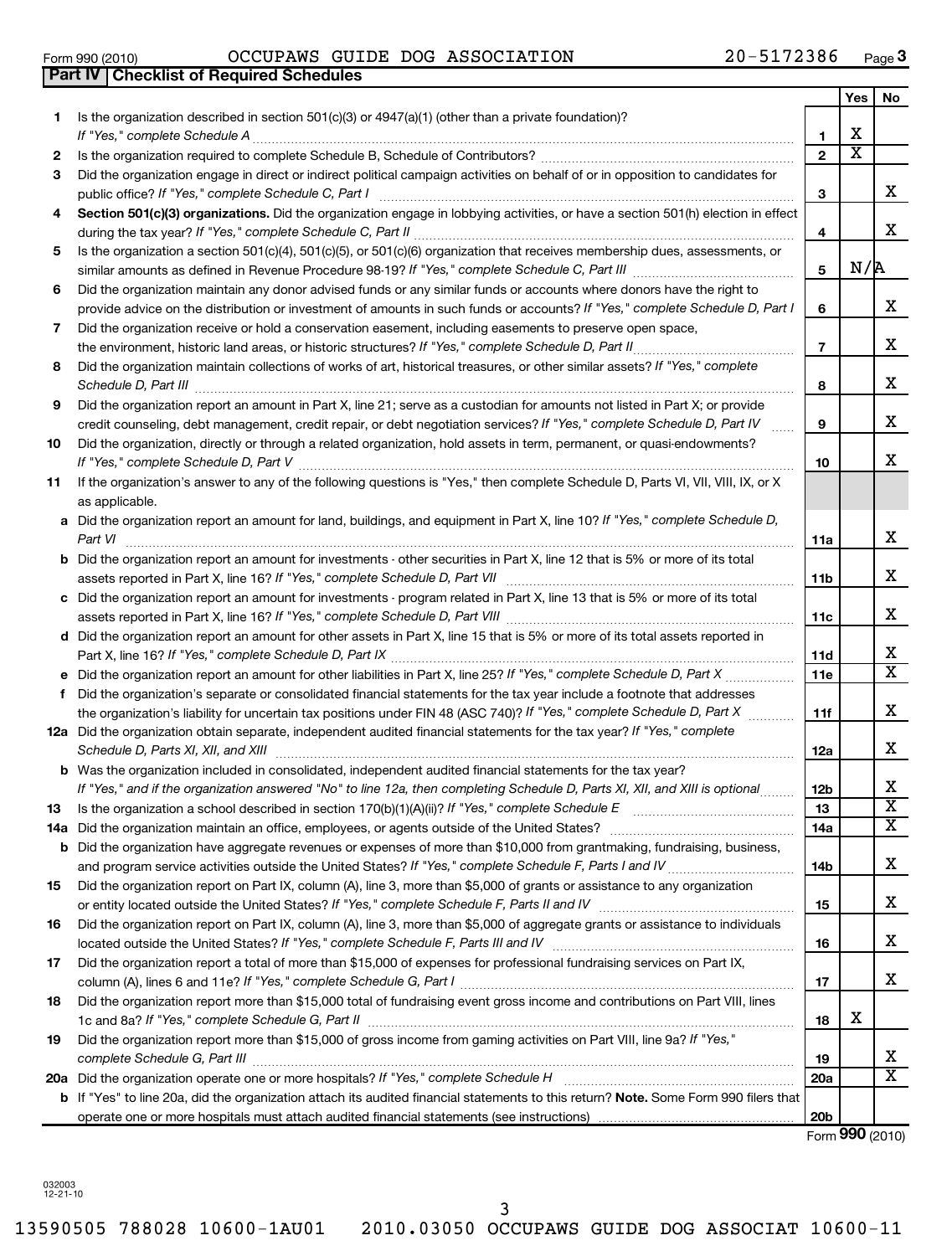Form 990 (2010) OCCUPAWS GUIDE DOG ASSOCIATION 20-5172386 Page **3**

## Part IV Checklist of Required Schedules

| | | | Yes | No |
|---|---|---|---|---|
| **1** | Is the organization described in section 501(c)(3) or 4947(a)(1) (other than a private foundation)? *If "Yes," complete Schedule A* | **1** | X | |
| **2** | Is the organization required to complete Schedule B, Schedule of Contributors? | **2** | X | |
| **3** | Did the organization engage in direct or indirect political campaign activities on behalf of or in opposition to candidates for public office? *If "Yes," complete Schedule C, Part I* | **3** | | X |
| **4** | **Section 501(c)(3) organizations.** Did the organization engage in lobbying activities, or have a section 501(h) election in effect during the tax year? *If "Yes," complete Schedule C, Part II* | **4** | | X |
| **5** | Is the organization a section 501(c)(4), 501(c)(5), or 501(c)(6) organization that receives membership dues, assessments, or similar amounts as defined in Revenue Procedure 98-19? *If "Yes," complete Schedule C, Part III* | **5** | N/A | |
| **6** | Did the organization maintain any donor advised funds or any similar funds or accounts where donors have the right to provide advice on the distribution or investment of amounts in such funds or accounts? *If "Yes," complete Schedule D, Part I* | **6** | | X |
| **7** | Did the organization receive or hold a conservation easement, including easements to preserve open space, the environment, historic land areas, or historic structures? *If "Yes," complete Schedule D, Part II* | **7** | | X |
| **8** | Did the organization maintain collections of works of art, historical treasures, or other similar assets? *If "Yes," complete Schedule D, Part III* | **8** | | X |
| **9** | Did the organization report an amount in Part X, line 21; serve as a custodian for amounts not listed in Part X; or provide credit counseling, debt management, credit repair, or debt negotiation services? *If "Yes," complete Schedule D, Part IV* | **9** | | X |
| **10** | Did the organization, directly or through a related organization, hold assets in term, permanent, or quasi-endowments? *If "Yes," complete Schedule D, Part V* | **10** | | X |
| **11** | If the organization's answer to any of the following questions is "Yes," then complete Schedule D, Parts VI, VII, VIII, IX, or X as applicable. | | | |
| **a** | Did the organization report an amount for land, buildings, and equipment in Part X, line 10? *If "Yes," complete Schedule D, Part VI* | **11a** | | X |
| **b** | Did the organization report an amount for investments - other securities in Part X, line 12 that is 5% or more of its total assets reported in Part X, line 16? *If "Yes," complete Schedule D, Part VII* | **11b** | | X |
| **c** | Did the organization report an amount for investments - program related in Part X, line 13 that is 5% or more of its total assets reported in Part X, line 16? *If "Yes," complete Schedule D, Part VIII* | **11c** | | X |
| **d** | Did the organization report an amount for other assets in Part X, line 15 that is 5% or more of its total assets reported in Part X, line 16? *If "Yes," complete Schedule D, Part IX* | **11d** | | X |
| **e** | Did the organization report an amount for other liabilities in Part X, line 25? *If "Yes," complete Schedule D, Part X* | **11e** | | X |
| **f** | Did the organization's separate or consolidated financial statements for the tax year include a footnote that addresses the organization's liability for uncertain tax positions under FIN 48 (ASC 740)? *If "Yes," complete Schedule D, Part X* | **11f** | | X |
| **12a** | Did the organization obtain separate, independent audited financial statements for the tax year? *If "Yes," complete Schedule D, Parts XI, XII, and XIII* | **12a** | | X |
| **b** | Was the organization included in consolidated, independent audited financial statements for the tax year? *If "Yes," and if the organization answered "No" to line 12a, then completing Schedule D, Parts XI, XII, and XIII is optional* | **12b** | | X |
| **13** | Is the organization a school described in section 170(b)(1)(A)(ii)? *If "Yes," complete Schedule E* | **13** | | X |
| **14a** | Did the organization maintain an office, employees, or agents outside of the United States? | **14a** | | X |
| **b** | Did the organization have aggregate revenues or expenses of more than $10,000 from grantmaking, fundraising, business, and program service activities outside the United States? *If "Yes," complete Schedule F, Parts I and IV* | **14b** | | X |
| **15** | Did the organization report on Part IX, column (A), line 3, more than $5,000 of grants or assistance to any organization or entity located outside the United States? *If "Yes," complete Schedule F, Parts II and IV* | **15** | | X |
| **16** | Did the organization report on Part IX, column (A), line 3, more than $5,000 of aggregate grants or assistance to individuals located outside the United States? *If "Yes," complete Schedule F, Parts III and IV* | **16** | | X |
| **17** | Did the organization report a total of more than $15,000 of expenses for professional fundraising services on Part IX, column (A), lines 6 and 11e? *If "Yes," complete Schedule G, Part I* | **17** | | X |
| **18** | Did the organization report more than $15,000 total of fundraising event gross income and contributions on Part VIII, lines 1c and 8a? *If "Yes," complete Schedule G, Part II* | **18** | X | |
| **19** | Did the organization report more than $15,000 of gross income from gaming activities on Part VIII, line 9a? *If "Yes," complete Schedule G, Part III* | **19** | | X |
| **20a** | Did the organization operate one or more hospitals? *If "Yes," complete Schedule H* | **20a** | | X |
| **b** | If "Yes" to line 20a, did the organization attach its audited financial statements to this return? **Note.** Some Form 990 filers that operate one or more hospitals must attach audited financial statements (see instructions) | **20b** | | |

Form **990** (2010)

032003
12-21-10

13590505 788028 10600-1AU01 2010.03050 OCCUPAWS GUIDE DOG ASSOCIAT 10600-11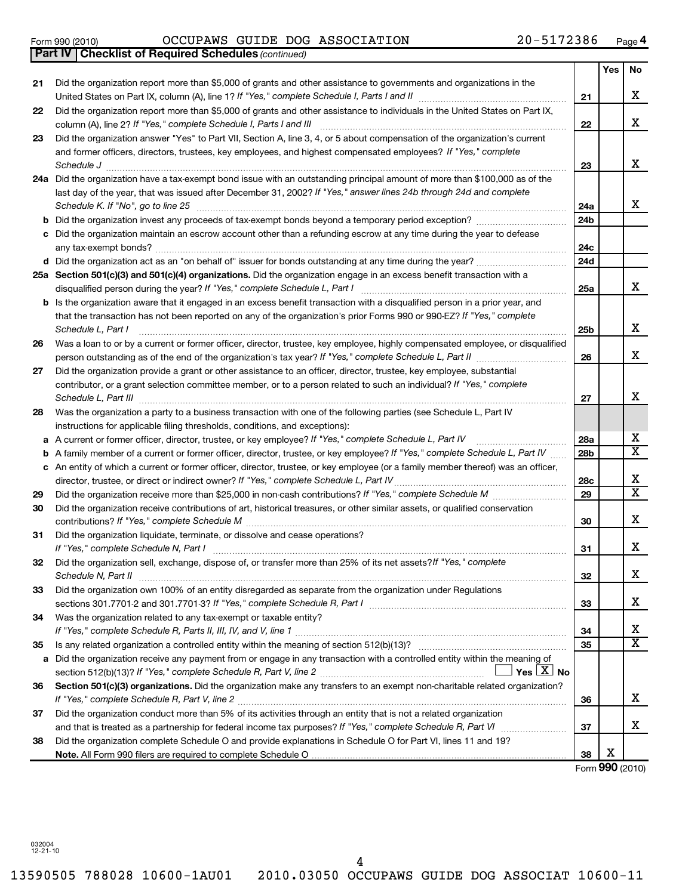Form 990 (2010) OCCUPAWS GUIDE DOG ASSOCIATION 20-5172386 Page 4

**Part IV Checklist of Required Schedules** *(continued)*

| | | | Yes | No |
|---|---|---|---|---|
| **21** | Did the organization report more than $5,000 of grants and other assistance to governments and organizations in the United States on Part IX, column (A), line 1? *If "Yes," complete Schedule I, Parts I and II* | **21** | | X |
| **22** | Did the organization report more than $5,000 of grants and other assistance to individuals in the United States on Part IX, column (A), line 2? *If "Yes," complete Schedule I, Parts I and III* | **22** | | X |
| **23** | Did the organization answer "Yes" to Part VII, Section A, line 3, 4, or 5 about compensation of the organization's current and former officers, directors, trustees, key employees, and highest compensated employees? *If "Yes," complete Schedule J* | **23** | | X |
| **24a** | Did the organization have a tax-exempt bond issue with an outstanding principal amount of more than $100,000 as of the last day of the year, that was issued after December 31, 2002? *If "Yes," answer lines 24b through 24d and complete Schedule K. If "No", go to line 25* | **24a** | | X |
| **b** | Did the organization invest any proceeds of tax-exempt bonds beyond a temporary period exception? | **24b** | | |
| **c** | Did the organization maintain an escrow account other than a refunding escrow at any time during the year to defease any tax-exempt bonds? | **24c** | | |
| **d** | Did the organization act as an "on behalf of" issuer for bonds outstanding at any time during the year? | **24d** | | |
| **25a** | **Section 501(c)(3) and 501(c)(4) organizations.** Did the organization engage in an excess benefit transaction with a disqualified person during the year? *If "Yes," complete Schedule L, Part I* | **25a** | | X |
| **b** | Is the organization aware that it engaged in an excess benefit transaction with a disqualified person in a prior year, and that the transaction has not been reported on any of the organization's prior Forms 990 or 990-EZ? *If "Yes," complete Schedule L, Part I* | **25b** | | X |
| **26** | Was a loan to or by a current or former officer, director, trustee, key employee, highly compensated employee, or disqualified person outstanding as of the end of the organization's tax year? *If "Yes," complete Schedule L, Part II* | **26** | | X |
| **27** | Did the organization provide a grant or other assistance to an officer, director, trustee, key employee, substantial contributor, or a grant selection committee member, or to a person related to such an individual? *If "Yes," complete Schedule L, Part III* | **27** | | X |
| **28** | Was the organization a party to a business transaction with one of the following parties (see Schedule L, Part IV instructions for applicable filing thresholds, conditions, and exceptions): | | | |
| **a** | A current or former officer, director, trustee, or key employee? *If "Yes," complete Schedule L, Part IV* | **28a** | | X |
| **b** | A family member of a current or former officer, director, trustee, or key employee? *If "Yes," complete Schedule L, Part IV* | **28b** | | X |
| **c** | An entity of which a current or former officer, director, trustee, or key employee (or a family member thereof) was an officer, director, trustee, or direct or indirect owner? *If "Yes," complete Schedule L, Part IV* | **28c** | | X |
| **29** | Did the organization receive more than $25,000 in non-cash contributions? *If "Yes," complete Schedule M* | **29** | | X |
| **30** | Did the organization receive contributions of art, historical treasures, or other similar assets, or qualified conservation contributions? *If "Yes," complete Schedule M* | **30** | | X |
| **31** | Did the organization liquidate, terminate, or dissolve and cease operations? *If "Yes," complete Schedule N, Part I* | **31** | | X |
| **32** | Did the organization sell, exchange, dispose of, or transfer more than 25% of its net assets? *If "Yes," complete Schedule N, Part II* | **32** | | X |
| **33** | Did the organization own 100% of an entity disregarded as separate from the organization under Regulations sections 301.7701-2 and 301.7701-3? *If "Yes," complete Schedule R, Part I* | **33** | | X |
| **34** | Was the organization related to any tax-exempt or taxable entity? *If "Yes," complete Schedule R, Parts II, III, IV, and V, line 1* | **34** | | X |
| **35** | Is any related organization a controlled entity within the meaning of section 512(b)(13)? | **35** | | X |
| **a** | Did the organization receive any payment from or engage in any transaction with a controlled entity within the meaning of section 512(b)(13)? *If "Yes," complete Schedule R, Part V, line 2* ☐ Yes ☒ No | | | |
| **36** | **Section 501(c)(3) organizations.** Did the organization make any transfers to an exempt non-charitable related organization? *If "Yes," complete Schedule R, Part V, line 2* | **36** | | X |
| **37** | Did the organization conduct more than 5% of its activities through an entity that is not a related organization and that is treated as a partnership for federal income tax purposes? *If "Yes," complete Schedule R, Part VI* | **37** | | X |
| **38** | Did the organization complete Schedule O and provide explanations in Schedule O for Part VI, lines 11 and 19? **Note.** All Form 990 filers are required to complete Schedule O | **38** | X | |

Form **990** (2010)

032004 12-21-10

13590505 788028 10600-1AU01 2010.03050 OCCUPAWS GUIDE DOG ASSOCIAT 10600-11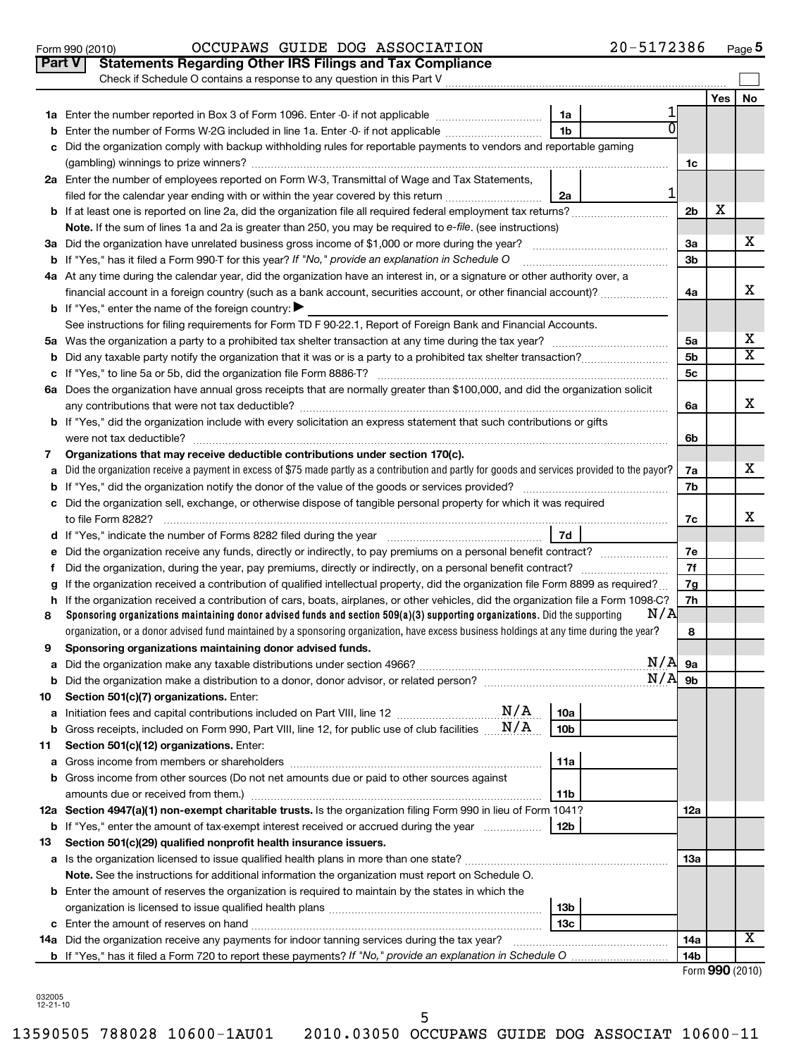Form 990 (2010) OCCUPAWS GUIDE DOG ASSOCIATION 20-5172386 Page 5

**Part V Statements Regarding Other IRS Filings and Tax Compliance**

Check if Schedule O contains a response to any question in this Part V

| | | | | | Yes | No |
|---|---|---|---|---|---|---|
| 1a | Enter the number reported in Box 3 of Form 1096. Enter -0- if not applicable | 1a | 1 | | | |
| b | Enter the number of Forms W-2G included in line 1a. Enter -0- if not applicable | 1b | 0 | | | |
| c | Did the organization comply with backup withholding rules for reportable payments to vendors and reportable gaming (gambling) winnings to prize winners? | | | 1c | | |
| 2a | Enter the number of employees reported on Form W-3, Transmittal of Wage and Tax Statements, filed for the calendar year ending with or within the year covered by this return | 2a | 1 | | | |
| b | If at least one is reported on line 2a, did the organization file all required federal employment tax returns? | | | 2b | X | |
| | **Note.** If the sum of lines 1a and 2a is greater than 250, you may be required to *e-file*. (see instructions) | | | | | |
| 3a | Did the organization have unrelated business gross income of $1,000 or more during the year? | | | 3a | | X |
| b | If "Yes," has it filed a Form 990-T for this year? *If "No," provide an explanation in Schedule O* | | | 3b | | |
| 4a | At any time during the calendar year, did the organization have an interest in, or a signature or other authority over, a financial account in a foreign country (such as a bank account, securities account, or other financial account)? | | | 4a | | X |
| b | If "Yes," enter the name of the foreign country: ▶ | | | | | |
| | See instructions for filing requirements for Form TD F 90-22.1, Report of Foreign Bank and Financial Accounts. | | | | | |
| 5a | Was the organization a party to a prohibited tax shelter transaction at any time during the tax year? | | | 5a | | X |
| b | Did any taxable party notify the organization that it was or is a party to a prohibited tax shelter transaction? | | | 5b | | X |
| c | If "Yes," to line 5a or 5b, did the organization file Form 8886-T? | | | 5c | | |
| 6a | Does the organization have annual gross receipts that are normally greater than $100,000, and did the organization solicit any contributions that were not tax deductible? | | | 6a | | X |
| b | If "Yes," did the organization include with every solicitation an express statement that such contributions or gifts were not tax deductible? | | | 6b | | |
| 7 | **Organizations that may receive deductible contributions under section 170(c).** | | | | | |
| a | Did the organization receive a payment in excess of $75 made partly as a contribution and partly for goods and services provided to the payor? | | | 7a | | X |
| b | If "Yes," did the organization notify the donor of the value of the goods or services provided? | | | 7b | | |
| c | Did the organization sell, exchange, or otherwise dispose of tangible personal property for which it was required to file Form 8282? | | | 7c | | X |
| d | If "Yes," indicate the number of Forms 8282 filed during the year | 7d | | | | |
| e | Did the organization receive any funds, directly or indirectly, to pay premiums on a personal benefit contract? | | | 7e | | |
| f | Did the organization, during the year, pay premiums, directly or indirectly, on a personal benefit contract? | | | 7f | | |
| g | If the organization received a contribution of qualified intellectual property, did the organization file Form 8899 as required? | | | 7g | | |
| h | If the organization received a contribution of cars, boats, airplanes, or other vehicles, did the organization file a Form 1098-C? | | | 7h | | |
| 8 | **Sponsoring organizations maintaining donor advised funds and section 509(a)(3) supporting organizations.** Did the supporting organization, or a donor advised fund maintained by a sponsoring organization, have excess business holdings at any time during the year? | | N/A | 8 | | |
| 9 | **Sponsoring organizations maintaining donor advised funds.** | | | | | |
| a | Did the organization make any taxable distributions under section 4966? | | N/A | 9a | | |
| b | Did the organization make a distribution to a donor, donor advisor, or related person? | | N/A | 9b | | |
| 10 | **Section 501(c)(7) organizations.** Enter: | | | | | |
| a | Initiation fees and capital contributions included on Part VIII, line 12 N/A | 10a | | | | |
| b | Gross receipts, included on Form 990, Part VIII, line 12, for public use of club facilities N/A | 10b | | | | |
| 11 | **Section 501(c)(12) organizations.** Enter: | | | | | |
| a | Gross income from members or shareholders | 11a | | | | |
| b | Gross income from other sources (Do not net amounts due or paid to other sources against amounts due or received from them.) | 11b | | | | |
| 12a | **Section 4947(a)(1) non-exempt charitable trusts.** Is the organization filing Form 990 in lieu of Form 1041? | | | 12a | | |
| b | If "Yes," enter the amount of tax-exempt interest received or accrued during the year | 12b | | | | |
| 13 | **Section 501(c)(29) qualified nonprofit health insurance issuers.** | | | | | |
| a | Is the organization licensed to issue qualified health plans in more than one state? | | | 13a | | |
| | **Note.** See the instructions for additional information the organization must report on Schedule O. | | | | | |
| b | Enter the amount of reserves the organization is required to maintain by the states in which the organization is licensed to issue qualified health plans | 13b | | | | |
| c | Enter the amount of reserves on hand | 13c | | | | |
| 14a | Did the organization receive any payments for indoor tanning services during the tax year? | | | 14a | | X |
| b | If "Yes," has it filed a Form 720 to report these payments? *If "No," provide an explanation in Schedule O* | | | 14b | | |

Form **990** (2010)

032005 12-21-10

13590505 788028 10600-1AU01 2010.03050 OCCUPAWS GUIDE DOG ASSOCIAT 10600-11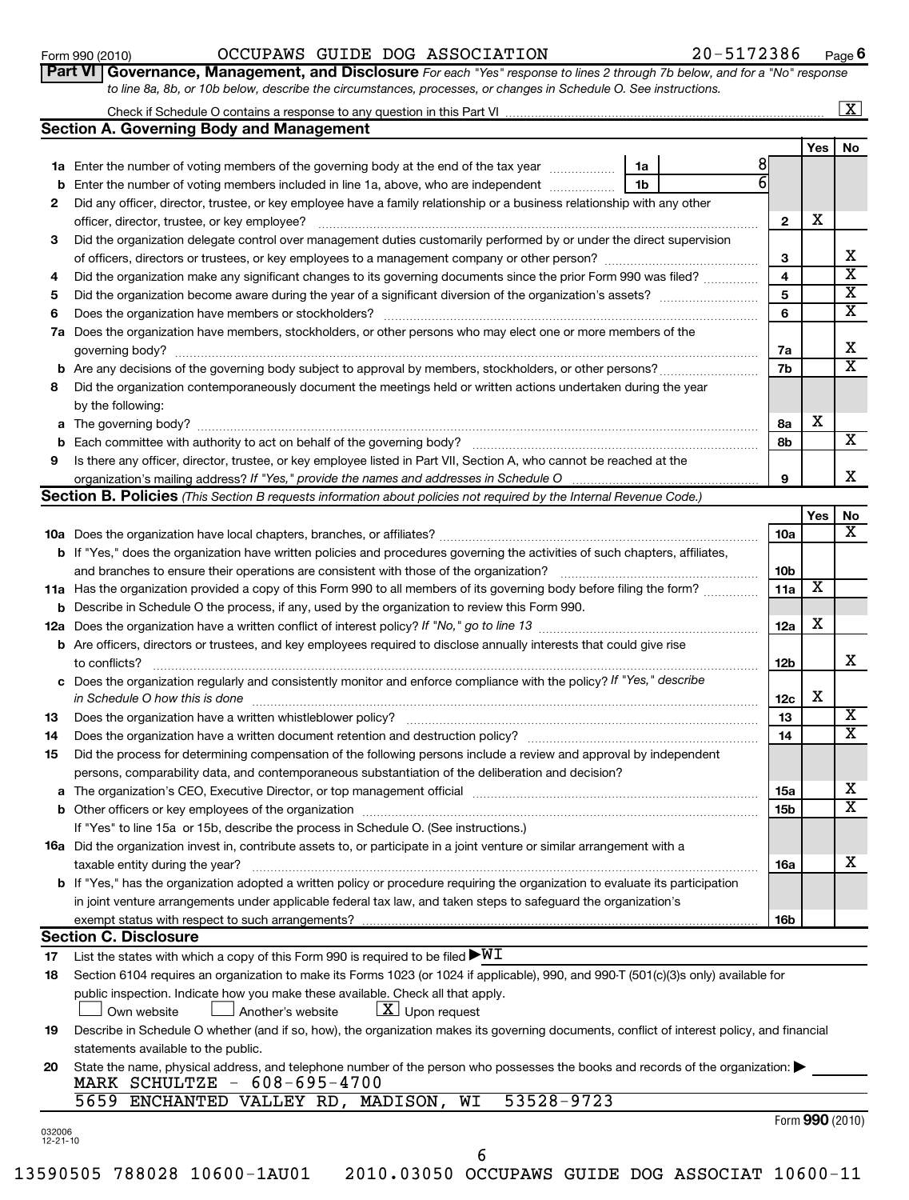Form 990 (2010) OCCUPAWS GUIDE DOG ASSOCIATION 20-5172386 Page 6

**Part VI Governance, Management, and Disclosure** *For each "Yes" response to lines 2 through 7b below, and for a "No" response to line 8a, 8b, or 10b below, describe the circumstances, processes, or changes in Schedule O. See instructions.*

Check if Schedule O contains a response to any question in this Part VI [X]

## Section A. Governing Body and Management

| | | | Yes | No |
|---|---|---|---|---|
| **1a** | Enter the number of voting members of the governing body at the end of the tax year — 1a: 8 | | | |
| **b** | Enter the number of voting members included in line 1a, above, who are independent — 1b: 6 | | | |
| **2** | Did any officer, director, trustee, or key employee have a family relationship or a business relationship with any other officer, director, trustee, or key employee? | 2 | X | |
| **3** | Did the organization delegate control over management duties customarily performed by or under the direct supervision of officers, directors or trustees, or key employees to a management company or other person? | 3 | | X |
| **4** | Did the organization make any significant changes to its governing documents since the prior Form 990 was filed? | 4 | | X |
| **5** | Did the organization become aware during the year of a significant diversion of the organization's assets? | 5 | | X |
| **6** | Does the organization have members or stockholders? | 6 | | X |
| **7a** | Does the organization have members, stockholders, or other persons who may elect one or more members of the governing body? | 7a | | X |
| **b** | Are any decisions of the governing body subject to approval by members, stockholders, or other persons? | 7b | | X |
| **8** | Did the organization contemporaneously document the meetings held or written actions undertaken during the year by the following: | | | |
| **a** | The governing body? | 8a | X | |
| **b** | Each committee with authority to act on behalf of the governing body? | 8b | | X |
| **9** | Is there any officer, director, trustee, or key employee listed in Part VII, Section A, who cannot be reached at the organization's mailing address? *If "Yes," provide the names and addresses in Schedule O* | 9 | | X |

## Section B. Policies *(This Section B requests information about policies not required by the Internal Revenue Code.)*

| | | | Yes | No |
|---|---|---|---|---|
| **10a** | Does the organization have local chapters, branches, or affiliates? | 10a | | X |
| **b** | If "Yes," does the organization have written policies and procedures governing the activities of such chapters, affiliates, and branches to ensure their operations are consistent with those of the organization? | 10b | | |
| **11a** | Has the organization provided a copy of this Form 990 to all members of its governing body before filing the form? | 11a | X | |
| **b** | Describe in Schedule O the process, if any, used by the organization to review this Form 990. | | | |
| **12a** | Does the organization have a written conflict of interest policy? *If "No," go to line 13* | 12a | X | |
| **b** | Are officers, directors or trustees, and key employees required to disclose annually interests that could give rise to conflicts? | 12b | | X |
| **c** | Does the organization regularly and consistently monitor and enforce compliance with the policy? *If "Yes," describe in Schedule O how this is done* | 12c | X | |
| **13** | Does the organization have a written whistleblower policy? | 13 | | X |
| **14** | Does the organization have a written document retention and destruction policy? | 14 | | X |
| **15** | Did the process for determining compensation of the following persons include a review and approval by independent persons, comparability data, and contemporaneous substantiation of the deliberation and decision? | | | |
| **a** | The organization's CEO, Executive Director, or top management official | 15a | | X |
| **b** | Other officers or key employees of the organization | 15b | | X |
| | If "Yes" to line 15a or 15b, describe the process in Schedule O. (See instructions.) | | | |
| **16a** | Did the organization invest in, contribute assets to, or participate in a joint venture or similar arrangement with a taxable entity during the year? | 16a | | X |
| **b** | If "Yes," has the organization adopted a written policy or procedure requiring the organization to evaluate its participation in joint venture arrangements under applicable federal tax law, and taken steps to safeguard the organization's exempt status with respect to such arrangements? | 16b | | |

## Section C. Disclosure

**17** List the states with which a copy of this Form 990 is required to be filed ▶WI

**18** Section 6104 requires an organization to make its Forms 1023 (or 1024 if applicable), 990, and 990-T (501(c)(3)s only) available for public inspection. Indicate how you make these available. Check all that apply.

[ ] Own website [ ] Another's website [X] Upon request

**19** Describe in Schedule O whether (and if so, how), the organization makes its governing documents, conflict of interest policy, and financial statements available to the public.

**20** State the name, physical address, and telephone number of the person who possesses the books and records of the organization: ▶

MARK SCHULTZE - 608-695-4700
5659 ENCHANTED VALLEY RD, MADISON, WI 53528-9723

Form **990** (2010)

032006 12-21-10

13590505 788028 10600-1AU01 2010.03050 OCCUPAWS GUIDE DOG ASSOCIAT 10600-11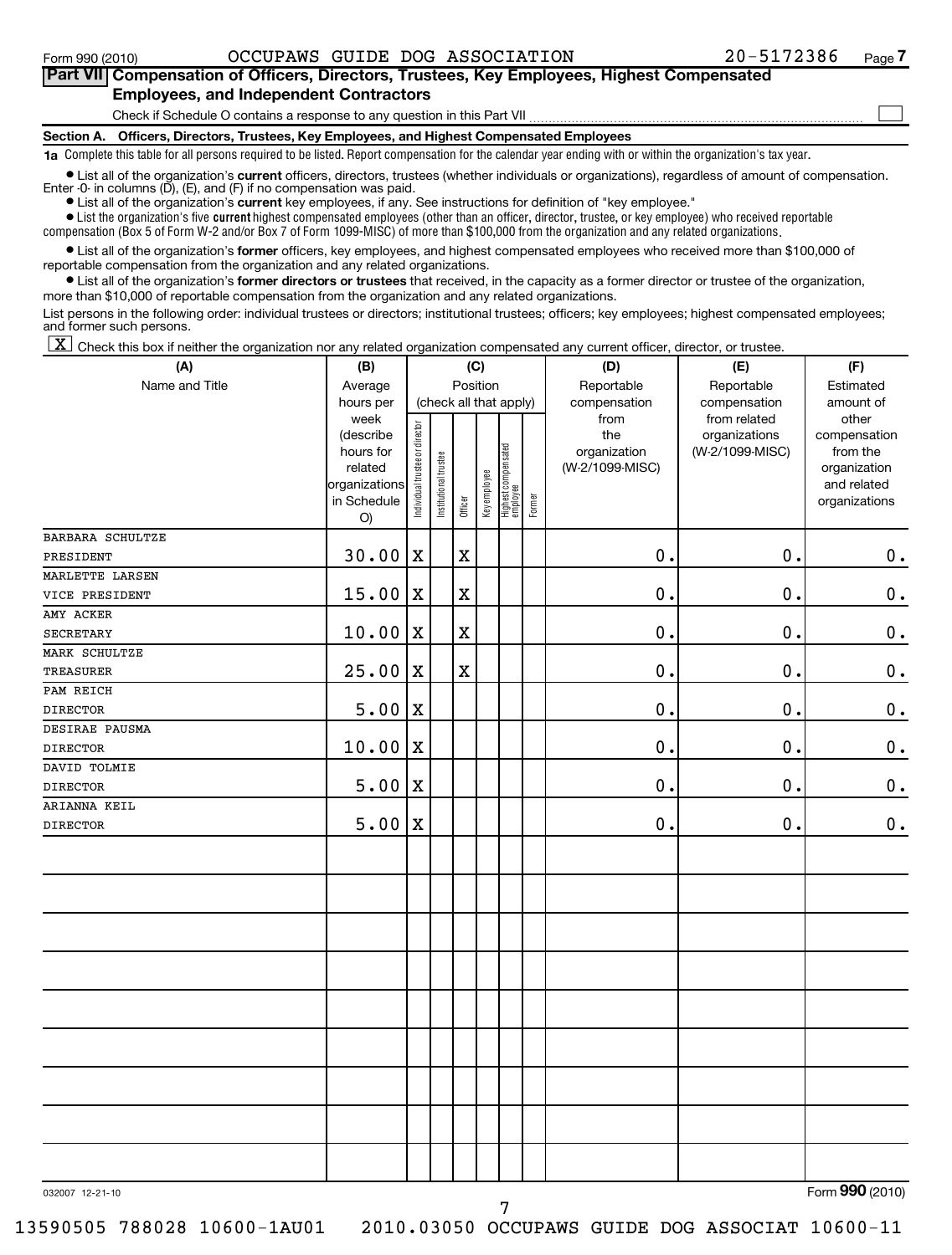Form 990 (2010) OCCUPAWS GUIDE DOG ASSOCIATION 20-5172386

## Part VII Compensation of Officers, Directors, Trustees, Key Employees, Highest Compensated Employees, and Independent Contractors

Check if Schedule O contains a response to any question in this Part VII ☐

### Section A. Officers, Directors, Trustees, Key Employees, and Highest Compensated Employees

**1a** Complete this table for all persons required to be listed. Report compensation for the calendar year ending with or within the organization's tax year.

- List all of the organization's **current** officers, directors, trustees (whether individuals or organizations), regardless of amount of compensation. Enter -0- in columns (D), (E), and (F) if no compensation was paid.
- List all of the organization's **current** key employees, if any. See instructions for definition of "key employee."
- List the organization's five **current** highest compensated employees (other than an officer, director, trustee, or key employee) who received reportable compensation (Box 5 of Form W-2 and/or Box 7 of Form 1099-MISC) of more than $100,000 from the organization and any related organizations.
- List all of the organization's **former** officers, key employees, and highest compensated employees who received more than $100,000 of reportable compensation from the organization and any related organizations.
- List all of the organization's **former directors or trustees** that received, in the capacity as a former director or trustee of the organization, more than $10,000 of reportable compensation from the organization and any related organizations.

List persons in the following order: individual trustees or directors; institutional trustees; officers; key employees; highest compensated employees; and former such persons.

☒ Check this box if neither the organization nor any related organization compensated any current officer, director, or trustee.

| (A) Name and Title | (B) Average hours per week (describe hours for related organizations in Schedule O) | (C) Position (check all that apply): Individual trustee or director | Institutional trustee | Officer | Key employee | Highest compensated employee | Former | (D) Reportable compensation from the organization (W-2/1099-MISC) | (E) Reportable compensation from related organizations (W-2/1099-MISC) | (F) Estimated amount of other compensation from the organization and related organizations |
|---|---|---|---|---|---|---|---|---|---|---|
| BARBARA SCHULTZE<br>PRESIDENT | 30.00 | X | | X | | | | 0. | 0. | 0. |
| MARLETTE LARSEN<br>VICE PRESIDENT | 15.00 | X | | X | | | | 0. | 0. | 0. |
| AMY ACKER<br>SECRETARY | 10.00 | X | | X | | | | 0. | 0. | 0. |
| MARK SCHULTZE<br>TREASURER | 25.00 | X | | X | | | | 0. | 0. | 0. |
| PAM REICH<br>DIRECTOR | 5.00 | X | | | | | | 0. | 0. | 0. |
| DESIRAE PAUSMA<br>DIRECTOR | 10.00 | X | | | | | | 0. | 0. | 0. |
| DAVID TOLMIE<br>DIRECTOR | 5.00 | X | | | | | | 0. | 0. | 0. |
| ARIANNA KEIL<br>DIRECTOR | 5.00 | X | | | | | | 0. | 0. | 0. |

032007 12-21-10 Form 990 (2010)

13590505 788028 10600-1AU01 2010.03050 OCCUPAWS GUIDE DOG ASSOCIAT 10600-11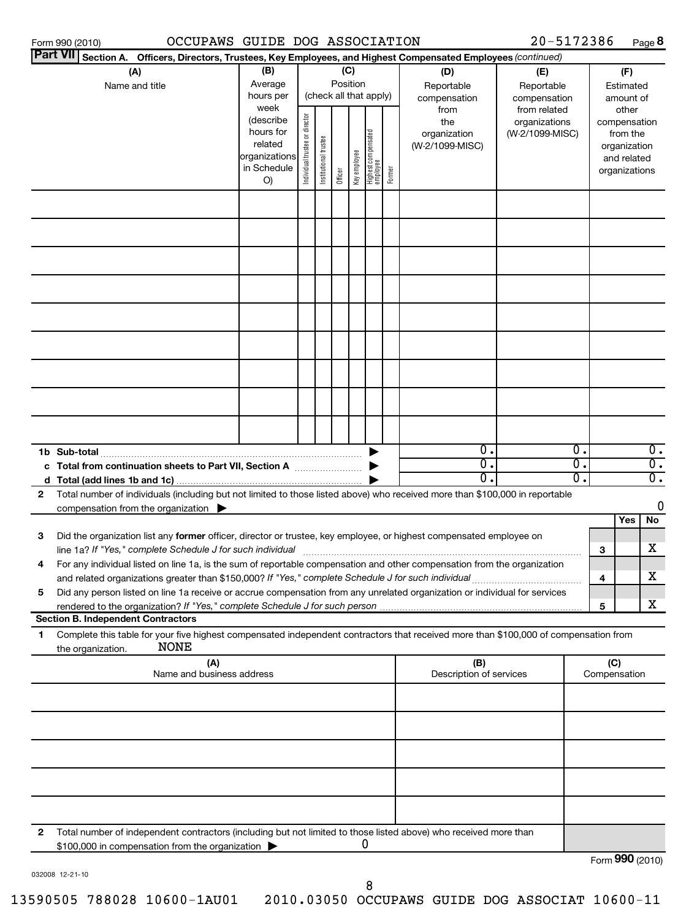Form 990 (2010) OCCUPAWS GUIDE DOG ASSOCIATION 20-5172386 Page **8**

**Part VII** **Section A. Officers, Directors, Trustees, Key Employees, and Highest Compensated Employees** *(continued)*

| (A) Name and title | (B) Average hours per week (describe hours for related organizations in Schedule O) | (C) Position (check all that apply) Individual trustee or director | Institutional trustee | Officer | Key employee | Highest compensated employee | Former | (D) Reportable compensation from the organization (W-2/1099-MISC) | (E) Reportable compensation from related organizations (W-2/1099-MISC) | (F) Estimated amount of other compensation from the organization and related organizations |
|---|---|---|---|---|---|---|---|---|---|---|
| | | | | | | | | | | |
| | | | | | | | | | | |
| | | | | | | | | | | |
| | | | | | | | | | | |
| | | | | | | | | | | |
| | | | | | | | | | | |
| | | | | | | | | | | |
| | | | | | | | | | | |
| | | | | | | | | | | |
| **1b Sub-total** | | | | | | | | 0. | 0. | 0. |
| **c Total from continuation sheets to Part VII, Section A** | | | | | | | | 0. | 0. | 0. |
| **d Total (add lines 1b and 1c)** | | | | | | | | 0. | 0. | 0. |

**2** Total number of individuals (including but not limited to those listed above) who received more than $100,000 in reportable compensation from the organization ▶ 0

| | | | Yes | No |
|---|---|---|---|---|
| **3** | Did the organization list any **former** officer, director or trustee, key employee, or highest compensated employee on line 1a? *If "Yes," complete Schedule J for such individual* | 3 | | X |
| **4** | For any individual listed on line 1a, is the sum of reportable compensation and other compensation from the organization and related organizations greater than $150,000? *If "Yes," complete Schedule J for such individual* | 4 | | X |
| **5** | Did any person listed on line 1a receive or accrue compensation from any unrelated organization or individual for services rendered to the organization? *If "Yes," complete Schedule J for such person* | 5 | | X |

**Section B. Independent Contractors**

**1** Complete this table for your five highest compensated independent contractors that received more than $100,000 of compensation from the organization. NONE

| (A) Name and business address | (B) Description of services | (C) Compensation |
|---|---|---|
| | | |
| | | |
| | | |
| | | |
| | | |

**2** Total number of independent contractors (including but not limited to those listed above) who received more than $100,000 in compensation from the organization ▶ 0

Form **990** (2010)

032008 12-21-10

13590505 788028 10600-1AU01 2010.03050 OCCUPAWS GUIDE DOG ASSOCIAT 10600-11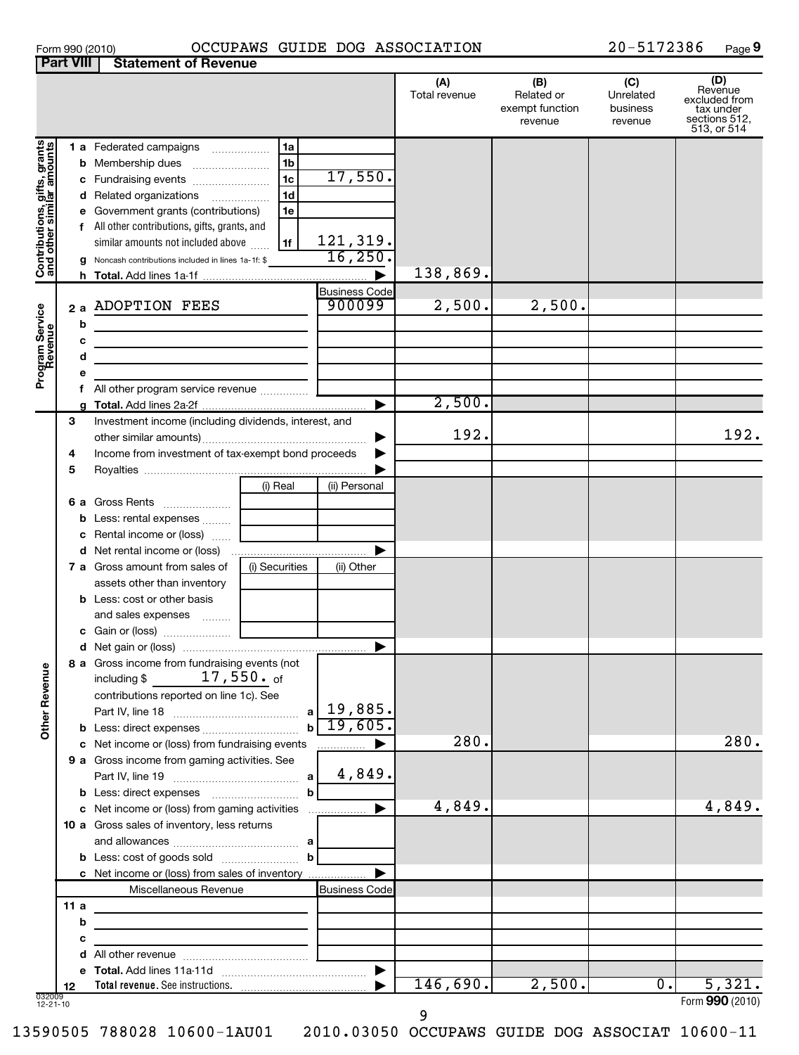Form 990 (2010) OCCUPAWS GUIDE DOG ASSOCIATION 20-5172386 Page 9

**Part VIII Statement of Revenue**

| | | | (A) Total revenue | (B) Related or exempt function revenue | (C) Unrelated business revenue | (D) Revenue excluded from tax under sections 512, 513, or 514 |
|---|---|---|---|---|---|---|
| **Contributions, gifts, grants and other similar amounts** | | | | | | |
| 1 a Federated campaigns | 1a | | | | | |
| b Membership dues | 1b | | | | | |
| c Fundraising events | 1c | 17,550. | | | | |
| d Related organizations | 1d | | | | | |
| e Government grants (contributions) | 1e | | | | | |
| f All other contributions, gifts, grants, and similar amounts not included above | 1f | 121,319. | | | | |
| g Noncash contributions included in lines 1a-1f: $ | | 16,250. | | | | |
| h **Total.** Add lines 1a-1f | | | 138,869. | | | |
| **Program Service Revenue** | | Business Code | | | | |
| 2 a ADOPTION FEES | | 900099 | 2,500. | 2,500. | | |
| b | | | | | | |
| c | | | | | | |
| d | | | | | | |
| e | | | | | | |
| f All other program service revenue | | | | | | |
| g **Total.** Add lines 2a-2f | | | 2,500. | | | |
| 3 Investment income (including dividends, interest, and other similar amounts) | | | 192. | | | 192. |
| 4 Income from investment of tax-exempt bond proceeds | | | | | | |
| 5 Royalties | | | | | | |
| | (i) Real | (ii) Personal | | | | |
| 6 a Gross Rents | | | | | | |
| b Less: rental expenses | | | | | | |
| c Rental income or (loss) | | | | | | |
| d Net rental income or (loss) | | | | | | |
| 7 a Gross amount from sales of assets other than inventory | (i) Securities | (ii) Other | | | | |
| b Less: cost or other basis and sales expenses | | | | | | |
| c Gain or (loss) | | | | | | |
| d Net gain or (loss) | | | | | | |
| **Other Revenue** | | | | | | |
| 8 a Gross income from fundraising events (not including $ 17,550. of contributions reported on line 1c). See Part IV, line 18 | a | 19,885. | | | | |
| b Less: direct expenses | b | 19,605. | | | | |
| c Net income or (loss) from fundraising events | | | 280. | | | 280. |
| 9 a Gross income from gaming activities. See Part IV, line 19 | a | 4,849. | | | | |
| b Less: direct expenses | b | | | | | |
| c Net income or (loss) from gaming activities | | | 4,849. | | | 4,849. |
| 10 a Gross sales of inventory, less returns and allowances | a | | | | | |
| b Less: cost of goods sold | b | | | | | |
| c Net income or (loss) from sales of inventory | | | | | | |
| Miscellaneous Revenue | | Business Code | | | | |
| 11 a | | | | | | |
| b | | | | | | |
| c | | | | | | |
| d All other revenue | | | | | | |
| e **Total.** Add lines 11a-11d | | | | | | |
| 12 **Total revenue.** See instructions. | | | 146,690. | 2,500. | 0. | 5,321. |

032009 12-21-10

Form **990** (2010)

13590505 788028 10600-1AU01 2010.03050 OCCUPAWS GUIDE DOG ASSOCIAT 10600-11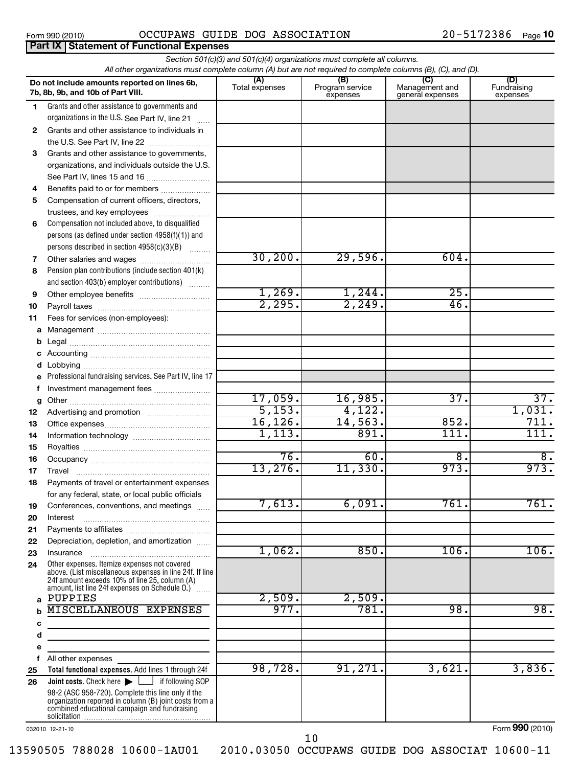Form 990 (2010) OCCUPAWS GUIDE DOG ASSOCIATION 20-5172386

## Part IX Statement of Functional Expenses

*Section 501(c)(3) and 501(c)(4) organizations must complete all columns.*
*All other organizations must complete column (A) but are not required to complete columns (B), (C), and (D).*

| | Do not include amounts reported on lines 6b, 7b, 8b, 9b, and 10b of Part VIII. | (A) Total expenses | (B) Program service expenses | (C) Management and general expenses | (D) Fundraising expenses |
|---|---|---|---|---|---|
| 1 | Grants and other assistance to governments and organizations in the U.S. See Part IV, line 21 | | | | |
| 2 | Grants and other assistance to individuals in the U.S. See Part IV, line 22 | | | | |
| 3 | Grants and other assistance to governments, organizations, and individuals outside the U.S. See Part IV, lines 15 and 16 | | | | |
| 4 | Benefits paid to or for members | | | | |
| 5 | Compensation of current officers, directors, trustees, and key employees | | | | |
| 6 | Compensation not included above, to disqualified persons (as defined under section 4958(f)(1)) and persons described in section 4958(c)(3)(B) | | | | |
| 7 | Other salaries and wages | 30,200. | 29,596. | 604. | |
| 8 | Pension plan contributions (include section 401(k) and section 403(b) employer contributions) | | | | |
| 9 | Other employee benefits | 1,269. | 1,244. | 25. | |
| 10 | Payroll taxes | 2,295. | 2,249. | 46. | |
| 11 | Fees for services (non-employees): | | | | |
| a | Management | | | | |
| b | Legal | | | | |
| c | Accounting | | | | |
| d | Lobbying | | | | |
| e | Professional fundraising services. See Part IV, line 17 | | | | |
| f | Investment management fees | | | | |
| g | Other | 17,059. | 16,985. | 37. | 37. |
| 12 | Advertising and promotion | 5,153. | 4,122. | | 1,031. |
| 13 | Office expenses | 16,126. | 14,563. | 852. | 711. |
| 14 | Information technology | 1,113. | 891. | 111. | 111. |
| 15 | Royalties | | | | |
| 16 | Occupancy | 76. | 60. | 8. | 8. |
| 17 | Travel | 13,276. | 11,330. | 973. | 973. |
| 18 | Payments of travel or entertainment expenses for any federal, state, or local public officials | | | | |
| 19 | Conferences, conventions, and meetings | 7,613. | 6,091. | 761. | 761. |
| 20 | Interest | | | | |
| 21 | Payments to affiliates | | | | |
| 22 | Depreciation, depletion, and amortization | | | | |
| 23 | Insurance | 1,062. | 850. | 106. | 106. |
| 24 | Other expenses. Itemize expenses not covered above. (List miscellaneous expenses in line 24f. If line 24f amount exceeds 10% of line 25, column (A) amount, list line 24f expenses on Schedule O.) | | | | |
| a | PUPPIES | 2,509. | 2,509. | | |
| b | MISCELLANEOUS EXPENSES | 977. | 781. | 98. | 98. |
| c | | | | | |
| d | | | | | |
| e | | | | | |
| f | All other expenses | | | | |
| 25 | **Total functional expenses.** Add lines 1 through 24f | 98,728. | 91,271. | 3,621. | 3,836. |
| 26 | **Joint costs.** Check here ☐ if following SOP 98-2 (ASC 958-720). Complete this line only if the organization reported in column (B) joint costs from a combined educational campaign and fundraising solicitation | | | | |

032010 12-21-10

Form **990** (2010)

13590505 788028 10600-1AU01 2010.03050 OCCUPAWS GUIDE DOG ASSOCIAT 10600-11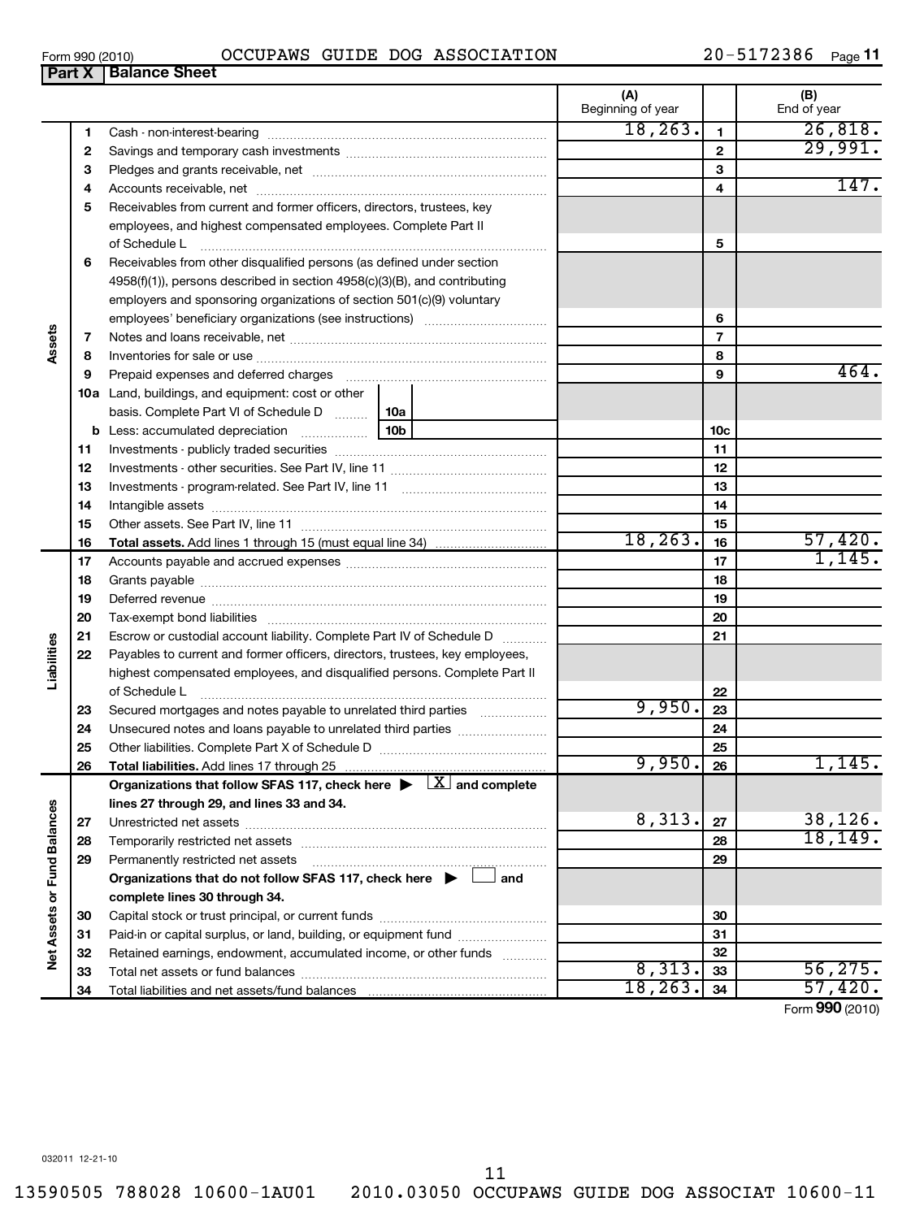Form 990 (2010) OCCUPAWS GUIDE DOG ASSOCIATION 20-5172386 Page **11**

**Part X | Balance Sheet**

| | | | | (A) Beginning of year | | (B) End of year |
|---|---|---|---|---|---|---|
| Assets | 1 | Cash - non-interest-bearing | | 18,263. | 1 | 26,818. |
| | 2 | Savings and temporary cash investments | | | 2 | 29,991. |
| | 3 | Pledges and grants receivable, net | | | 3 | |
| | 4 | Accounts receivable, net | | | 4 | 147. |
| | 5 | Receivables from current and former officers, directors, trustees, key employees, and highest compensated employees. Complete Part II of Schedule L | | | 5 | |
| | 6 | Receivables from other disqualified persons (as defined under section 4958(f)(1)), persons described in section 4958(c)(3)(B), and contributing employers and sponsoring organizations of section 501(c)(9) voluntary employees' beneficiary organizations (see instructions) | | | 6 | |
| | 7 | Notes and loans receivable, net | | | 7 | |
| | 8 | Inventories for sale or use | | | 8 | |
| | 9 | Prepaid expenses and deferred charges | | | 9 | 464. |
| | 10a | Land, buildings, and equipment: cost or other basis. Complete Part VI of Schedule D | 10a | | | |
| | b | Less: accumulated depreciation | 10b | | 10c | |
| | 11 | Investments - publicly traded securities | | | 11 | |
| | 12 | Investments - other securities. See Part IV, line 11 | | | 12 | |
| | 13 | Investments - program-related. See Part IV, line 11 | | | 13 | |
| | 14 | Intangible assets | | | 14 | |
| | 15 | Other assets. See Part IV, line 11 | | | 15 | |
| | 16 | **Total assets.** Add lines 1 through 15 (must equal line 34) | | 18,263. | 16 | 57,420. |
| Liabilities | 17 | Accounts payable and accrued expenses | | | 17 | 1,145. |
| | 18 | Grants payable | | | 18 | |
| | 19 | Deferred revenue | | | 19 | |
| | 20 | Tax-exempt bond liabilities | | | 20 | |
| | 21 | Escrow or custodial account liability. Complete Part IV of Schedule D | | | 21 | |
| | 22 | Payables to current and former officers, directors, trustees, key employees, highest compensated employees, and disqualified persons. Complete Part II of Schedule L | | | 22 | |
| | 23 | Secured mortgages and notes payable to unrelated third parties | | 9,950. | 23 | |
| | 24 | Unsecured notes and loans payable to unrelated third parties | | | 24 | |
| | 25 | Other liabilities. Complete Part X of Schedule D | | | 25 | |
| | 26 | **Total liabilities.** Add lines 17 through 25 | | 9,950. | 26 | 1,145. |
| Net Assets or Fund Balances | | **Organizations that follow SFAS 117, check here ▶ [X] and complete lines 27 through 29, and lines 33 and 34.** | | | | |
| | 27 | Unrestricted net assets | | 8,313. | 27 | 38,126. |
| | 28 | Temporarily restricted net assets | | | 28 | 18,149. |
| | 29 | Permanently restricted net assets | | | 29 | |
| | | **Organizations that do not follow SFAS 117, check here ▶ [ ] and complete lines 30 through 34.** | | | | |
| | 30 | Capital stock or trust principal, or current funds | | | 30 | |
| | 31 | Paid-in or capital surplus, or land, building, or equipment fund | | | 31 | |
| | 32 | Retained earnings, endowment, accumulated income, or other funds | | | 32 | |
| | 33 | Total net assets or fund balances | | 8,313. | 33 | 56,275. |
| | 34 | Total liabilities and net assets/fund balances | | 18,263. | 34 | 57,420. |

Form **990** (2010)

032011 12-21-10

13590505 788028 10600-1AU01 2010.03050 OCCUPAWS GUIDE DOG ASSOCIAT 10600-11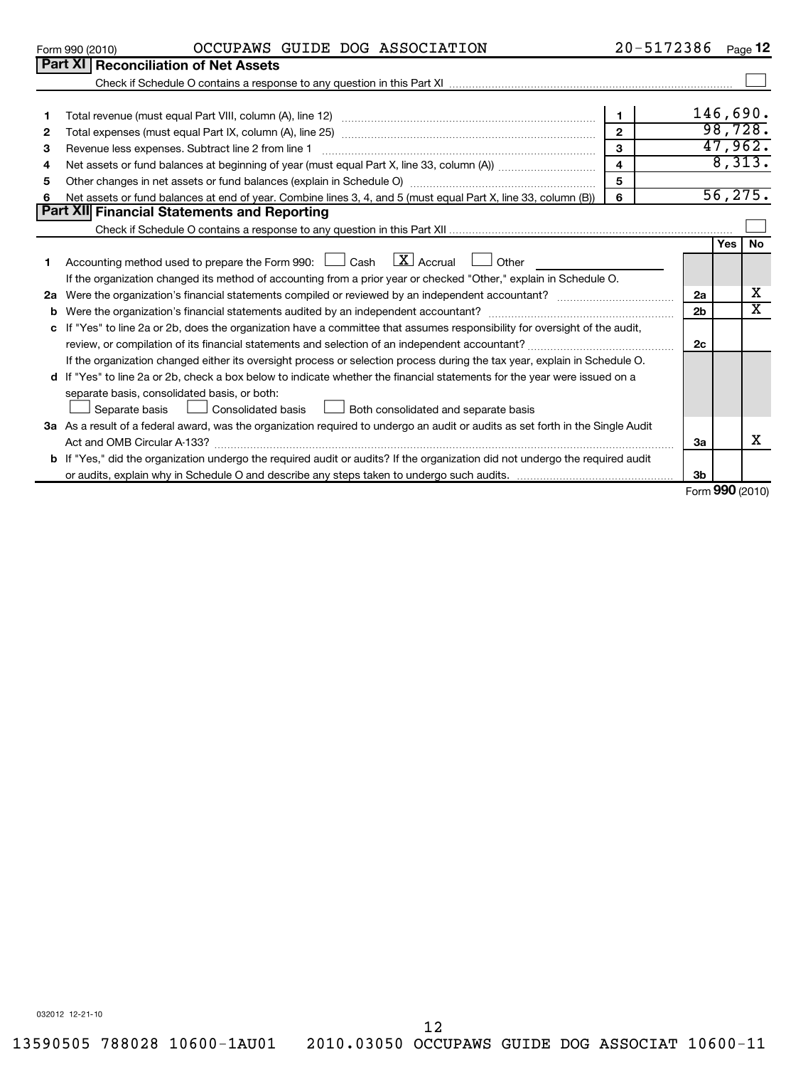Form 990 (2010) OCCUPAWS GUIDE DOG ASSOCIATION 20-5172386 Page 12

## Part XI Reconciliation of Net Assets

Check if Schedule O contains a response to any question in this Part XI ☐

| | | | |
|---|---|---|---|
| 1 | Total revenue (must equal Part VIII, column (A), line 12) | 1 | 146,690. |
| 2 | Total expenses (must equal Part IX, column (A), line 25) | 2 | 98,728. |
| 3 | Revenue less expenses. Subtract line 2 from line 1 | 3 | 47,962. |
| 4 | Net assets or fund balances at beginning of year (must equal Part X, line 33, column (A)) | 4 | 8,313. |
| 5 | Other changes in net assets or fund balances (explain in Schedule O) | 5 | |
| 6 | Net assets or fund balances at end of year. Combine lines 3, 4, and 5 (must equal Part X, line 33, column (B)) | 6 | 56,275. |

## Part XII Financial Statements and Reporting

Check if Schedule O contains a response to any question in this Part XII ☐

| | | | Yes | No |
|---|---|---|---|---|
| 1 | Accounting method used to prepare the Form 990: ☐ Cash ☒ Accrual ☐ Other | | | |
| | If the organization changed its method of accounting from a prior year or checked "Other," explain in Schedule O. | | | |
| 2a | Were the organization's financial statements compiled or reviewed by an independent accountant? | 2a | | X |
| b | Were the organization's financial statements audited by an independent accountant? | 2b | | X |
| c | If "Yes" to line 2a or 2b, does the organization have a committee that assumes responsibility for oversight of the audit, review, or compilation of its financial statements and selection of an independent accountant? | 2c | | |
| | If the organization changed either its oversight process or selection process during the tax year, explain in Schedule O. | | | |
| d | If "Yes" to line 2a or 2b, check a box below to indicate whether the financial statements for the year were issued on a separate basis, consolidated basis, or both: ☐ Separate basis ☐ Consolidated basis ☐ Both consolidated and separate basis | | | |
| 3a | As a result of a federal award, was the organization required to undergo an audit or audits as set forth in the Single Audit Act and OMB Circular A-133? | 3a | | X |
| b | If "Yes," did the organization undergo the required audit or audits? If the organization did not undergo the required audit or audits, explain why in Schedule O and describe any steps taken to undergo such audits. | 3b | | |

Form **990** (2010)

032012 12-21-10

13590505 788028 10600-1AU01 2010.03050 OCCUPAWS GUIDE DOG ASSOCIAT 10600-11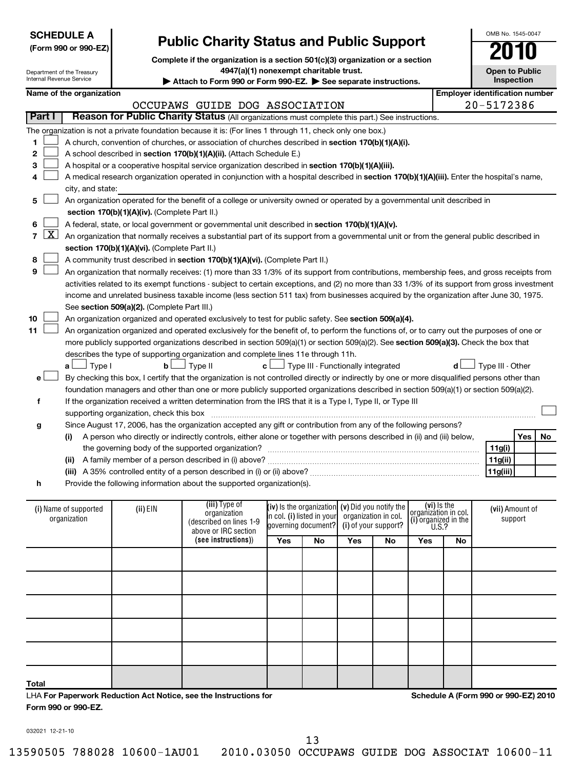**SCHEDULE A (Form 990 or 990-EZ)**

Department of the Treasury
Internal Revenue Service

# Public Charity Status and Public Support

**Complete if the organization is a section 501(c)(3) organization or a section 4947(a)(1) nonexempt charitable trust.**

**▶ Attach to Form 990 or Form 990-EZ. ▶ See separate instructions.**

OMB No. 1545-0047

**2010**

**Open to Public Inspection**

**Name of the organization:** OCCUPAWS GUIDE DOG ASSOCIATION

**Employer identification number:** 20-5172386

## Part I Reason for Public Charity Status (All organizations must complete this part.) See instructions.

The organization is not a private foundation because it is: (For lines 1 through 11, check only one box.)

1. ☐ A church, convention of churches, or association of churches described in **section 170(b)(1)(A)(i).**
2. ☐ A school described in **section 170(b)(1)(A)(ii).** (Attach Schedule E.)
3. ☐ A hospital or a cooperative hospital service organization described in **section 170(b)(1)(A)(iii).**
4. ☐ A medical research organization operated in conjunction with a hospital described in **section 170(b)(1)(A)(iii).** Enter the hospital's name, city, and state:
5. ☐ An organization operated for the benefit of a college or university owned or operated by a governmental unit described in **section 170(b)(1)(A)(iv).** (Complete Part II.)
6. ☐ A federal, state, or local government or governmental unit described in **section 170(b)(1)(A)(v).**
7. ☒ An organization that normally receives a substantial part of its support from a governmental unit or from the general public described in **section 170(b)(1)(A)(vi).** (Complete Part II.)
8. ☐ A community trust described in **section 170(b)(1)(A)(vi).** (Complete Part II.)
9. ☐ An organization that normally receives: (1) more than 33 1/3% of its support from contributions, membership fees, and gross receipts from activities related to its exempt functions - subject to certain exceptions, and (2) no more than 33 1/3% of its support from gross investment income and unrelated business taxable income (less section 511 tax) from businesses acquired by the organization after June 30, 1975. See **section 509(a)(2).** (Complete Part III.)
10. ☐ An organization organized and operated exclusively to test for public safety. See **section 509(a)(4).**
11. ☐ An organization organized and operated exclusively for the benefit of, to perform the functions of, or to carry out the purposes of one or more publicly supported organizations described in section 509(a)(1) or section 509(a)(2). See **section 509(a)(3).** Check the box that describes the type of supporting organization and complete lines 11e through 11h.
   - **a** ☐ Type I **b** ☐ Type II **c** ☐ Type III - Functionally integrated **d** ☐ Type III - Other
   - **e** ☐ By checking this box, I certify that the organization is not controlled directly or indirectly by one or more disqualified persons other than foundation managers and other than one or more publicly supported organizations described in section 509(a)(1) or section 509(a)(2).
   - **f** If the organization received a written determination from the IRS that it is a Type I, Type II, or Type III supporting organization, check this box ☐
   - **g** Since August 17, 2006, has the organization accepted any gift or contribution from any of the following persons?

| | | Yes | No |
|---|---|---|---|
| (i) A person who directly or indirectly controls, either alone or together with persons described in (ii) and (iii) below, the governing body of the supported organization? | 11g(i) | | |
| (ii) A family member of a person described in (i) above? | 11g(ii) | | |
| (iii) A 35% controlled entity of a person described in (i) or (ii) above? | 11g(iii) | | |

   - **h** Provide the following information about the supported organization(s).

| (i) Name of supported organization | (ii) EIN | (iii) Type of organization (described on lines 1-9 above or IRC section (see instructions)) | (iv) Is the organization in col. (i) listed in your governing document? | | (v) Did you notify the organization in col. (i) of your support? | | (vi) Is the organization in col. (i) organized in the U.S.? | | (vii) Amount of support |
|---|---|---|---|---|---|---|---|---|---|
| | | | Yes | No | Yes | No | Yes | No | |
| | | | | | | | | | |
| | | | | | | | | | |
| | | | | | | | | | |
| | | | | | | | | | |
| | | | | | | | | | |
| Total | | | | | | | | | |

LHA **For Paperwork Reduction Act Notice, see the Instructions for Form 990 or 990-EZ.**

**Schedule A (Form 990 or 990-EZ) 2010**

032021 12-21-10

13590505 788028 10600-1AU01 2010.03050 OCCUPAWS GUIDE DOG ASSOCIAT 10600-11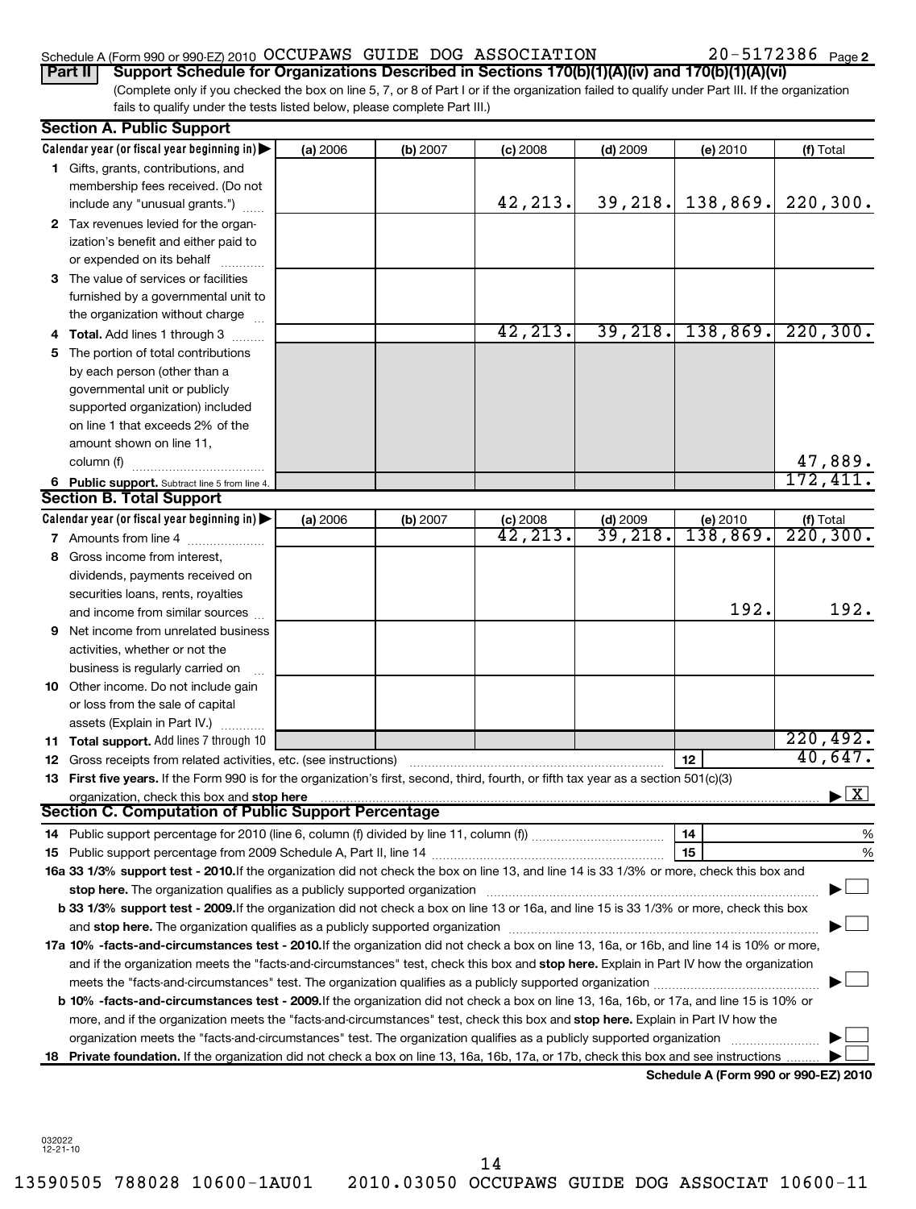Schedule A (Form 990 or 990-EZ) 2010 OCCUPAWS GUIDE DOG ASSOCIATION 20-5172386 Page 2

**Part II** **Support Schedule for Organizations Described in Sections 170(b)(1)(A)(iv) and 170(b)(1)(A)(vi)**

(Complete only if you checked the box on line 5, 7, or 8 of Part I or if the organization failed to qualify under Part III. If the organization fails to qualify under the tests listed below, please complete Part III.)

## Section A. Public Support

| Calendar year (or fiscal year beginning in) | (a) 2006 | (b) 2007 | (c) 2008 | (d) 2009 | (e) 2010 | (f) Total |
|---|---|---|---|---|---|---|
| **1** Gifts, grants, contributions, and membership fees received. (Do not include any "unusual grants.") | | | 42,213. | 39,218. | 138,869. | 220,300. |
| **2** Tax revenues levied for the organization's benefit and either paid to or expended on its behalf | | | | | | |
| **3** The value of services or facilities furnished by a governmental unit to the organization without charge | | | | | | |
| **4** **Total.** Add lines 1 through 3 | | | 42,213. | 39,218. | 138,869. | 220,300. |
| **5** The portion of total contributions by each person (other than a governmental unit or publicly supported organization) included on line 1 that exceeds 2% of the amount shown on line 11, column (f) | | | | | | 47,889. |
| **6** **Public support.** Subtract line 5 from line 4. | | | | | | 172,411. |

## Section B. Total Support

| Calendar year (or fiscal year beginning in) | (a) 2006 | (b) 2007 | (c) 2008 | (d) 2009 | (e) 2010 | (f) Total |
|---|---|---|---|---|---|---|
| **7** Amounts from line 4 | | | 42,213. | 39,218. | 138,869. | 220,300. |
| **8** Gross income from interest, dividends, payments received on securities loans, rents, royalties and income from similar sources | | | | | 192. | 192. |
| **9** Net income from unrelated business activities, whether or not the business is regularly carried on | | | | | | |
| **10** Other income. Do not include gain or loss from the sale of capital assets (Explain in Part IV.) | | | | | | |
| **11** **Total support.** Add lines 7 through 10 | | | | | | 220,492. |

**12** Gross receipts from related activities, etc. (see instructions) **12** 40,647.

**13** **First five years.** If the Form 990 is for the organization's first, second, third, fourth, or fifth tax year as a section 501(c)(3) organization, check this box and **stop here** ▶ [X]

## Section C. Computation of Public Support Percentage

**14** Public support percentage for 2010 (line 6, column (f) divided by line 11, column (f)) **14** %

**15** Public support percentage from 2009 Schedule A, Part II, line 14 **15** %

**16a 33 1/3% support test - 2010.** If the organization did not check the box on line 13, and line 14 is 33 1/3% or more, check this box and **stop here.** The organization qualifies as a publicly supported organization ▶ [ ]

**b 33 1/3% support test - 2009.** If the organization did not check a box on line 13 or 16a, and line 15 is 33 1/3% or more, check this box and **stop here.** The organization qualifies as a publicly supported organization ▶ [ ]

**17a 10% -facts-and-circumstances test - 2010.** If the organization did not check a box on line 13, 16a, or 16b, and line 14 is 10% or more, and if the organization meets the "facts-and-circumstances" test, check this box and **stop here.** Explain in Part IV how the organization meets the "facts-and-circumstances" test. The organization qualifies as a publicly supported organization ▶ [ ]

**b 10% -facts-and-circumstances test - 2009.** If the organization did not check a box on line 13, 16a, 16b, or 17a, and line 15 is 10% or more, and if the organization meets the "facts-and-circumstances" test, check this box and **stop here.** Explain in Part IV how the organization meets the "facts-and-circumstances" test. The organization qualifies as a publicly supported organization ▶ [ ]

**18** **Private foundation.** If the organization did not check a box on line 13, 16a, 16b, 17a, or 17b, check this box and see instructions ▶ [ ]

**Schedule A (Form 990 or 990-EZ) 2010**

032022
12-21-10

13590505 788028 10600-1AU01 2010.03050 OCCUPAWS GUIDE DOG ASSOCIAT 10600-11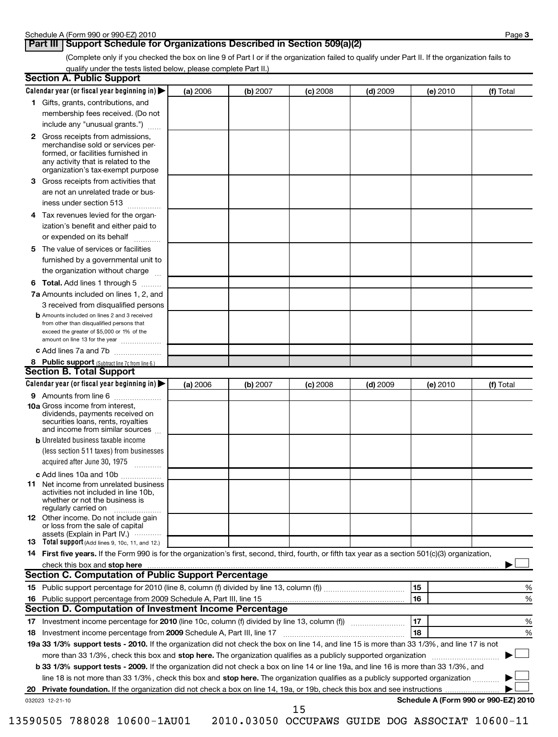Schedule A (Form 990 or 990-EZ) 2010

## Part III Support Schedule for Organizations Described in Section 509(a)(2)

(Complete only if you checked the box on line 9 of Part I or if the organization failed to qualify under Part II. If the organization fails to qualify under the tests listed below, please complete Part II.)

### Section A. Public Support

| Calendar year (or fiscal year beginning in) ▶ | (a) 2006 | (b) 2007 | (c) 2008 | (d) 2009 | (e) 2010 | (f) Total |
|---|---|---|---|---|---|---|
| **1** Gifts, grants, contributions, and membership fees received. (Do not include any "unusual grants.") | | | | | | |
| **2** Gross receipts from admissions, merchandise sold or services performed, or facilities furnished in any activity that is related to the organization's tax-exempt purpose | | | | | | |
| **3** Gross receipts from activities that are not an unrelated trade or business under section 513 | | | | | | |
| **4** Tax revenues levied for the organization's benefit and either paid to or expended on its behalf | | | | | | |
| **5** The value of services or facilities furnished by a governmental unit to the organization without charge | | | | | | |
| **6 Total.** Add lines 1 through 5 | | | | | | |
| **7a** Amounts included on lines 1, 2, and 3 received from disqualified persons | | | | | | |
| **b** Amounts included on lines 2 and 3 received from other than disqualified persons that exceed the greater of $5,000 or 1% of the amount on line 13 for the year | | | | | | |
| **c** Add lines 7a and 7b | | | | | | |
| **8 Public support** (Subtract line 7c from line 6.) | | | | | | |

### Section B. Total Support

| Calendar year (or fiscal year beginning in) ▶ | (a) 2006 | (b) 2007 | (c) 2008 | (d) 2009 | (e) 2010 | (f) Total |
|---|---|---|---|---|---|---|
| **9** Amounts from line 6 | | | | | | |
| **10a** Gross income from interest, dividends, payments received on securities loans, rents, royalties and income from similar sources | | | | | | |
| **b** Unrelated business taxable income (less section 511 taxes) from businesses acquired after June 30, 1975 | | | | | | |
| **c** Add lines 10a and 10b | | | | | | |
| **11** Net income from unrelated business activities not included in line 10b, whether or not the business is regularly carried on | | | | | | |
| **12** Other income. Do not include gain or loss from the sale of capital assets (Explain in Part IV.) | | | | | | |
| **13 Total support** (Add lines 9, 10c, 11, and 12.) | | | | | | |

**14 First five years.** If the Form 990 is for the organization's first, second, third, fourth, or fifth tax year as a section 501(c)(3) organization, check this box and **stop here** ▶ ☐

### Section C. Computation of Public Support Percentage

| | | | |
|---|---|---|---|
| **15** Public support percentage for 2010 (line 8, column (f) divided by line 13, column (f)) | 15 | | % |
| **16** Public support percentage from 2009 Schedule A, Part III, line 15 | 16 | | % |

### Section D. Computation of Investment Income Percentage

| | | | |
|---|---|---|---|
| **17** Investment income percentage for **2010** (line 10c, column (f) divided by line 13, column (f)) | 17 | | % |
| **18** Investment income percentage from **2009** Schedule A, Part III, line 17 | 18 | | % |

**19a 33 1/3% support tests - 2010.** If the organization did not check the box on line 14, and line 15 is more than 33 1/3%, and line 17 is not more than 33 1/3%, check this box and **stop here.** The organization qualifies as a publicly supported organization ▶ ☐

**b 33 1/3% support tests - 2009.** If the organization did not check a box on line 14 or line 19a, and line 16 is more than 33 1/3%, and line 18 is not more than 33 1/3%, check this box and **stop here.** The organization qualifies as a publicly supported organization ▶ ☐

**20 Private foundation.** If the organization did not check a box on line 14, 19a, or 19b, check this box and see instructions ▶ ☐

032023 12-21-10

**Schedule A (Form 990 or 990-EZ) 2010**

13590505 788028 10600-1AU01 2010.03050 OCCUPAWS GUIDE DOG ASSOCIAT 10600-11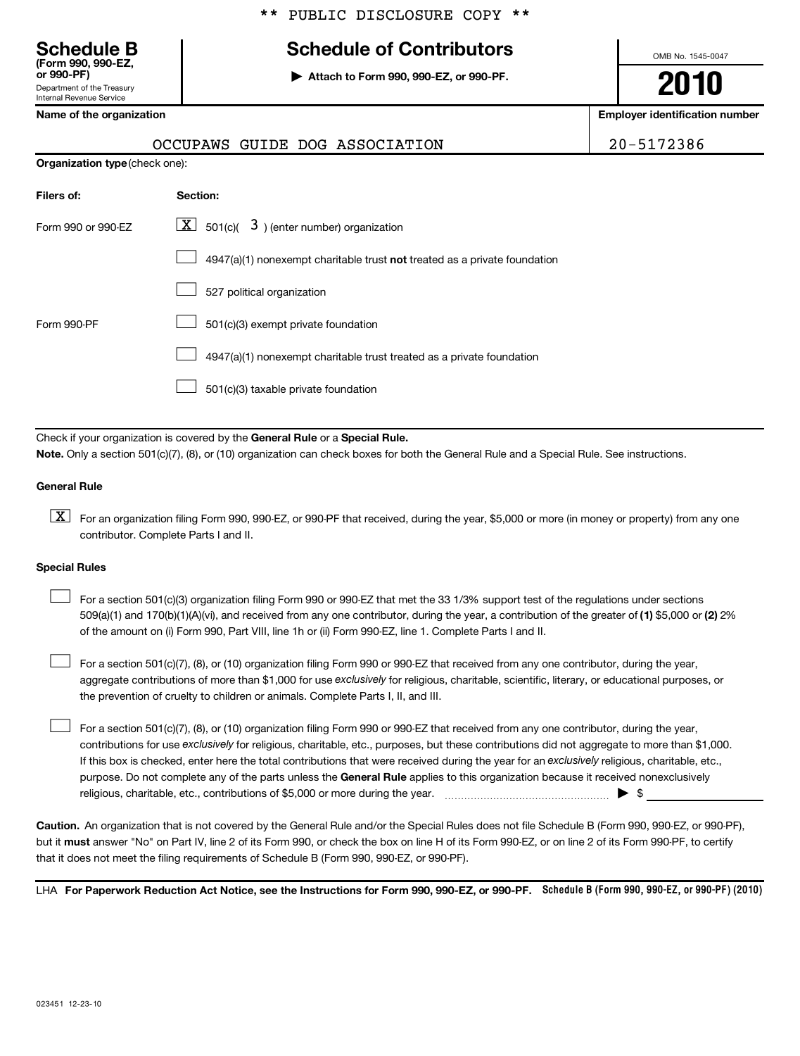\*\* PUBLIC DISCLOSURE COPY \*\*

**Schedule B**
**(Form 990, 990-EZ, or 990-PF)**
Department of the Treasury
Internal Revenue Service

# Schedule of Contributors

▶ **Attach to Form 990, 990-EZ, or 990-PF.**

OMB No. 1545-0047

**2010**

**Name of the organization**

OCCUPAWS GUIDE DOG ASSOCIATION

**Employer identification number**

20-5172386

**Organization type** (check one):

| Filers of: | Section: |
|---|---|
| Form 990 or 990-EZ | [X] 501(c)( 3 ) (enter number) organization |
| | [ ] 4947(a)(1) nonexempt charitable trust **not** treated as a private foundation |
| | [ ] 527 political organization |
| Form 990-PF | [ ] 501(c)(3) exempt private foundation |
| | [ ] 4947(a)(1) nonexempt charitable trust treated as a private foundation |
| | [ ] 501(c)(3) taxable private foundation |

Check if your organization is covered by the **General Rule** or a **Special Rule.**

**Note.** Only a section 501(c)(7), (8), or (10) organization can check boxes for both the General Rule and a Special Rule. See instructions.

**General Rule**

[X] For an organization filing Form 990, 990-EZ, or 990-PF that received, during the year, $5,000 or more (in money or property) from any one contributor. Complete Parts I and II.

**Special Rules**

[ ] For a section 501(c)(3) organization filing Form 990 or 990-EZ that met the 33 1/3% support test of the regulations under sections 509(a)(1) and 170(b)(1)(A)(vi), and received from any one contributor, during the year, a contribution of the greater of **(1)** $5,000 or **(2)** 2% of the amount on (i) Form 990, Part VIII, line 1h or (ii) Form 990-EZ, line 1. Complete Parts I and II.

[ ] For a section 501(c)(7), (8), or (10) organization filing Form 990 or 990-EZ that received from any one contributor, during the year, aggregate contributions of more than $1,000 for use *exclusively* for religious, charitable, scientific, literary, or educational purposes, or the prevention of cruelty to children or animals. Complete Parts I, II, and III.

[ ] For a section 501(c)(7), (8), or (10) organization filing Form 990 or 990-EZ that received from any one contributor, during the year, contributions for use *exclusively* for religious, charitable, etc., purposes, but these contributions did not aggregate to more than $1,000. If this box is checked, enter here the total contributions that were received during the year for an *exclusively* religious, charitable, etc., purpose. Do not complete any of the parts unless the **General Rule** applies to this organization because it received nonexclusively religious, charitable, etc., contributions of $5,000 or more during the year. ▶ $ \_\_\_\_\_\_\_\_

**Caution.** An organization that is not covered by the General Rule and/or the Special Rules does not file Schedule B (Form 990, 990-EZ, or 990-PF), but it **must** answer "No" on Part IV, line 2 of its Form 990, or check the box on line H of its Form 990-EZ, or on line 2 of its Form 990-PF, to certify that it does not meet the filing requirements of Schedule B (Form 990, 990-EZ, or 990-PF).

LHA **For Paperwork Reduction Act Notice, see the Instructions for Form 990, 990-EZ, or 990-PF.** **Schedule B (Form 990, 990-EZ, or 990-PF) (2010)**

023451 12-23-10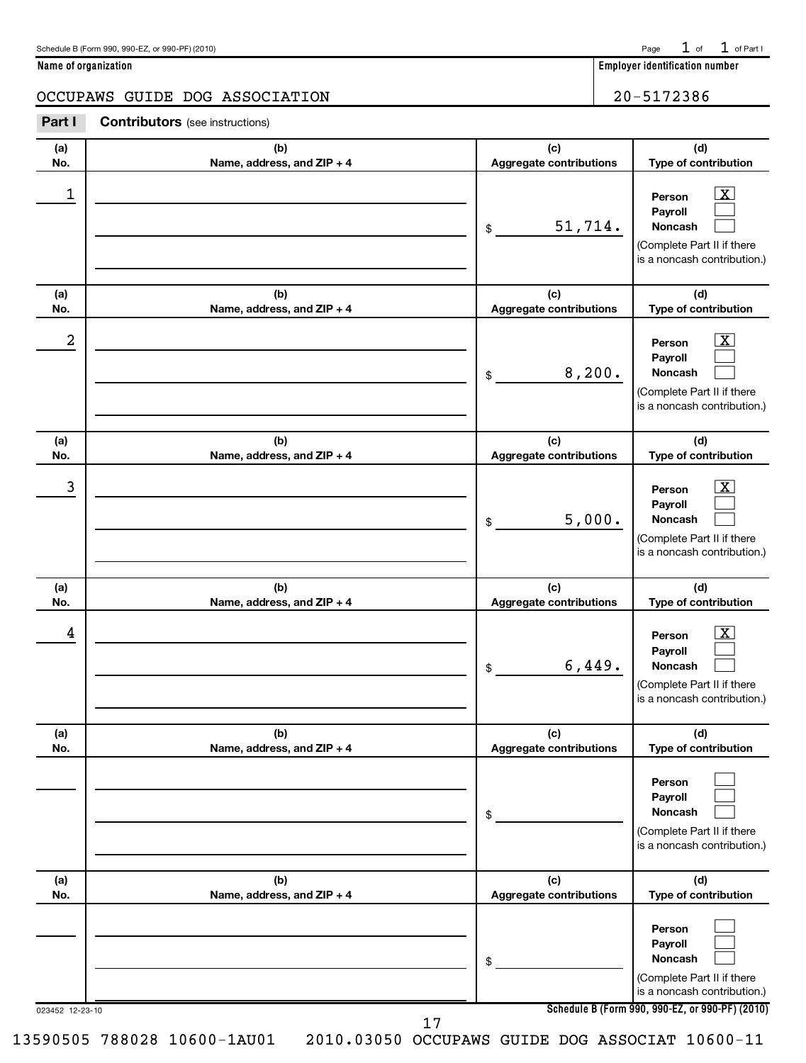Schedule B (Form 990, 990-EZ, or 990-PF) (2010)

Page 1 of 1 of Part I

**Name of organization**

OCCUPAWS GUIDE DOG ASSOCIATION

**Employer identification number**

20-5172386

## Part I Contributors (see instructions)

| (a) No. | (b) Name, address, and ZIP + 4 | (c) Aggregate contributions | (d) Type of contribution |
|---|---|---|---|
| 1 | | $ 51,714. | Person [X] Payroll [ ] Noncash [ ] (Complete Part II if there is a noncash contribution.) |
| 2 | | $ 8,200. | Person [X] Payroll [ ] Noncash [ ] (Complete Part II if there is a noncash contribution.) |
| 3 | | $ 5,000. | Person [X] Payroll [ ] Noncash [ ] (Complete Part II if there is a noncash contribution.) |
| 4 | | $ 6,449. | Person [X] Payroll [ ] Noncash [ ] (Complete Part II if there is a noncash contribution.) |
| | | $ | Person [ ] Payroll [ ] Noncash [ ] (Complete Part II if there is a noncash contribution.) |
| | | $ | Person [ ] Payroll [ ] Noncash [ ] (Complete Part II if there is a noncash contribution.) |

023452 12-23-10

**Schedule B (Form 990, 990-EZ, or 990-PF) (2010)**

13590505 788028 10600-1AU01 2010.03050 OCCUPAWS GUIDE DOG ASSOCIAT 10600-11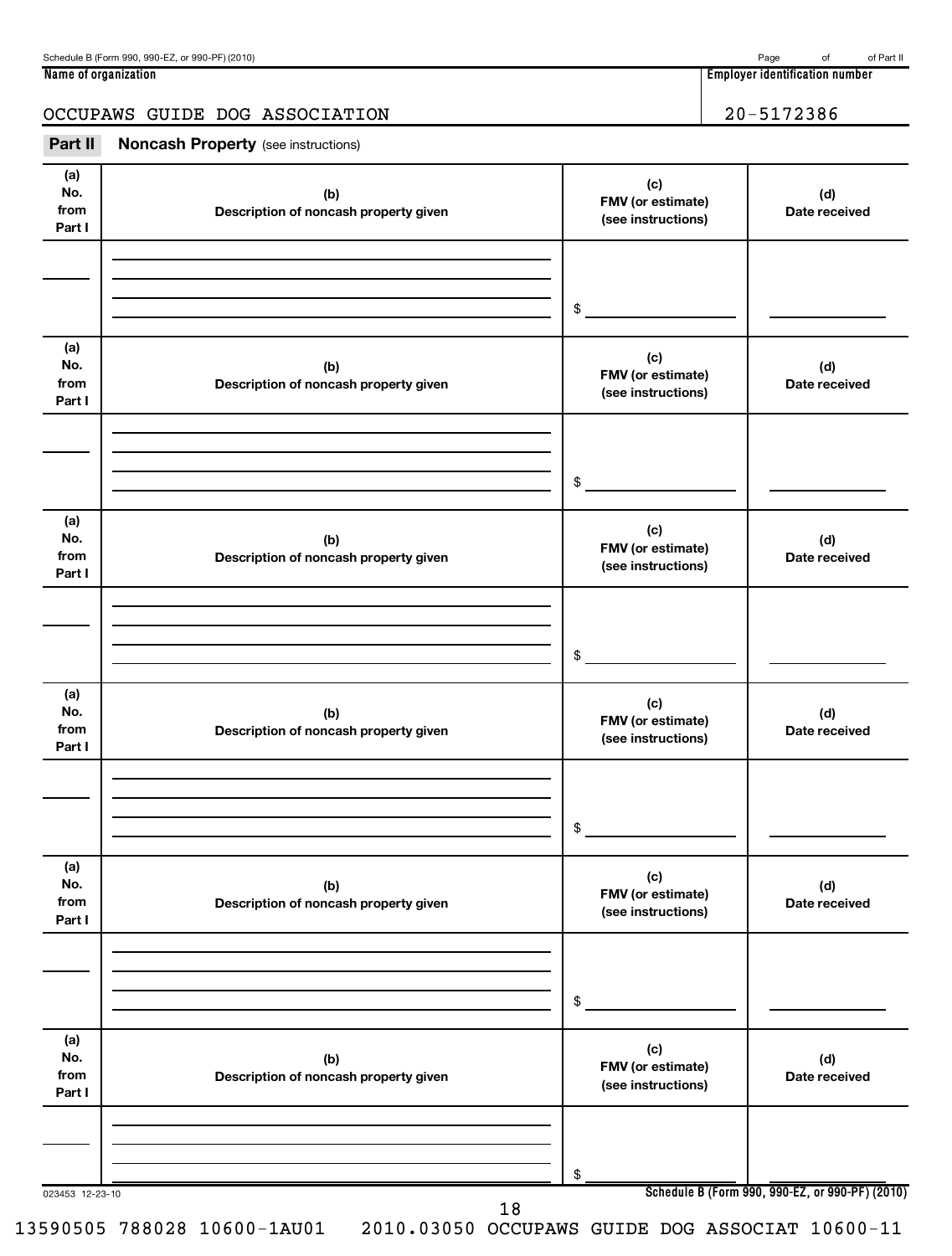Schedule B (Form 990, 990-EZ, or 990-PF) (2010)

**Name of organization**

OCCUPAWS GUIDE DOG ASSOCIATION

**Employer identification number**

20-5172386

## Part II Noncash Property (see instructions)

| (a) No. from Part I | (b) Description of noncash property given | (c) FMV (or estimate) (see instructions) | (d) Date received |
|---|---|---|---|
| | | $ | |

| (a) No. from Part I | (b) Description of noncash property given | (c) FMV (or estimate) (see instructions) | (d) Date received |
|---|---|---|---|
| | | $ | |

| (a) No. from Part I | (b) Description of noncash property given | (c) FMV (or estimate) (see instructions) | (d) Date received |
|---|---|---|---|
| | | $ | |

| (a) No. from Part I | (b) Description of noncash property given | (c) FMV (or estimate) (see instructions) | (d) Date received |
|---|---|---|---|
| | | $ | |

| (a) No. from Part I | (b) Description of noncash property given | (c) FMV (or estimate) (see instructions) | (d) Date received |
|---|---|---|---|
| | | $ | |

| (a) No. from Part I | (b) Description of noncash property given | (c) FMV (or estimate) (see instructions) | (d) Date received |
|---|---|---|---|
| | | $ | |

023453 12-23-10

**Schedule B (Form 990, 990-EZ, or 990-PF) (2010)**

13590505 788028 10600-1AU01 2010.03050 OCCUPAWS GUIDE DOG ASSOCIAT 10600-11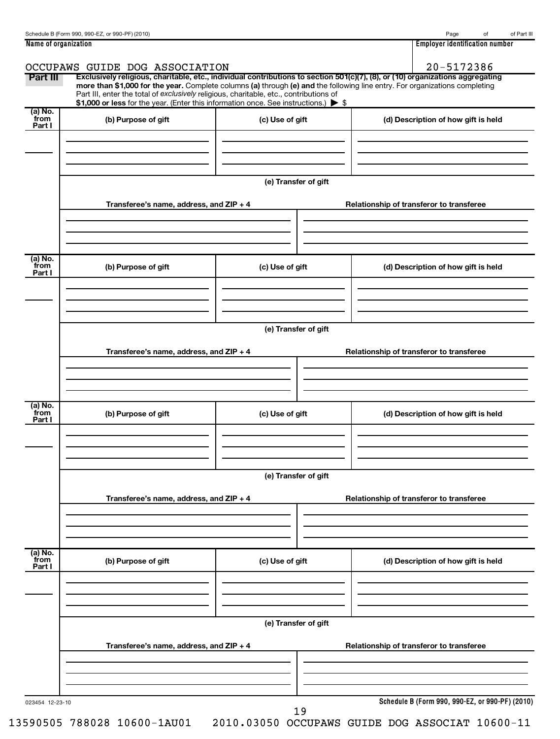Schedule B (Form 990, 990-EZ, or 990-PF) (2010) Page of of Part III

**Name of organization**

OCCUPAWS GUIDE DOG ASSOCIATION

**Employer identification number**

20-5172386

## Part III

**Exclusively religious, charitable, etc., individual contributions to section 501(c)(7), (8), or (10) organizations aggregating more than $1,000 for the year.** Complete columns **(a)** through **(e) and** the following line entry. For organizations completing Part III, enter the total of *exclusively* religious, charitable, etc., contributions of **$1,000 or less** for the year. (Enter this information once. See instructions.) ▶ $

| (a) No. from Part I | (b) Purpose of gift | (c) Use of gift | (d) Description of how gift is held |
|---|---|---|---|
| | | | |

(e) Transfer of gift

| Transferee's name, address, and ZIP + 4 | Relationship of transferor to transferee |
|---|---|
| | |

| (a) No. from Part I | (b) Purpose of gift | (c) Use of gift | (d) Description of how gift is held |
|---|---|---|---|
| | | | |

(e) Transfer of gift

| Transferee's name, address, and ZIP + 4 | Relationship of transferor to transferee |
|---|---|
| | |

| (a) No. from Part I | (b) Purpose of gift | (c) Use of gift | (d) Description of how gift is held |
|---|---|---|---|
| | | | |

(e) Transfer of gift

| Transferee's name, address, and ZIP + 4 | Relationship of transferor to transferee |
|---|---|
| | |

| (a) No. from Part I | (b) Purpose of gift | (c) Use of gift | (d) Description of how gift is held |
|---|---|---|---|
| | | | |

(e) Transfer of gift

| Transferee's name, address, and ZIP + 4 | Relationship of transferor to transferee |
|---|---|
| | |

023454 12-23-10

**Schedule B (Form 990, 990-EZ, or 990-PF) (2010)**

13590505 788028 10600-1AU01 2010.03050 OCCUPAWS GUIDE DOG ASSOCIAT 10600-11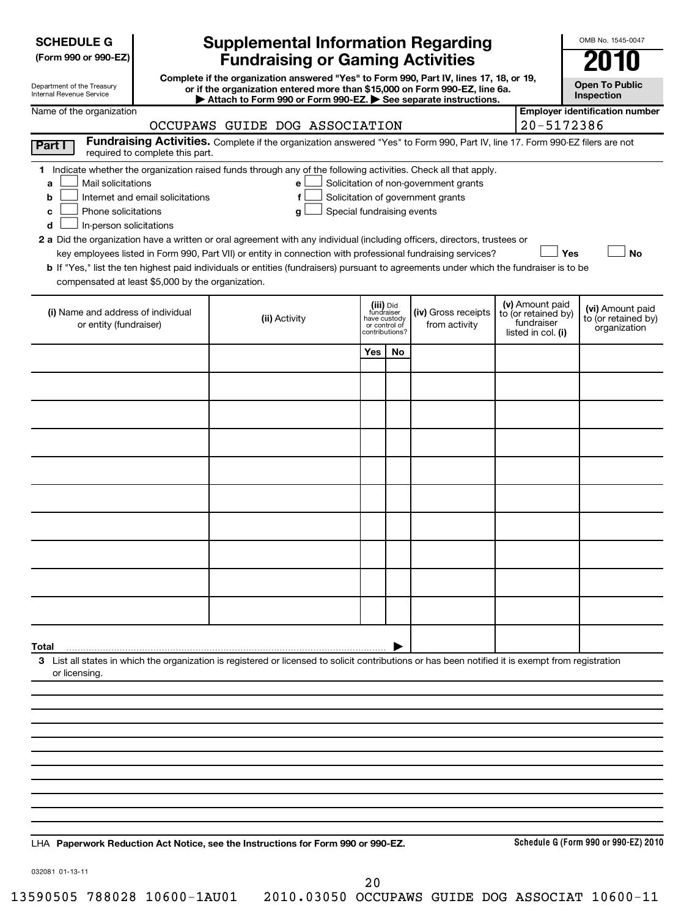**SCHEDULE G**
**(Form 990 or 990-EZ)**

Department of the Treasury
Internal Revenue Service

# Supplemental Information Regarding Fundraising or Gaming Activities

**Complete if the organization answered "Yes" to Form 990, Part IV, lines 17, 18, or 19, or if the organization entered more than $15,000 on Form 990-EZ, line 6a.**
**▶ Attach to Form 990 or Form 990-EZ. ▶ See separate instructions.**

OMB No. 1545-0047

**2010**

**Open To Public Inspection**

Name of the organization: OCCUPAWS GUIDE DOG ASSOCIATION

**Employer identification number:** 20-5172386

**Part I** **Fundraising Activities.** Complete if the organization answered "Yes" to Form 990, Part IV, line 17. Form 990-EZ filers are not required to complete this part.

**1** Indicate whether the organization raised funds through any of the following activities. Check all that apply.

- **a** ☐ Mail solicitations
- **b** ☐ Internet and email solicitations
- **c** ☐ Phone solicitations
- **d** ☐ In-person solicitations
- **e** ☐ Solicitation of non-government grants
- **f** ☐ Solicitation of government grants
- **g** ☐ Special fundraising events

**2 a** Did the organization have a written or oral agreement with any individual (including officers, directors, trustees or key employees listed in Form 990, Part VII) or entity in connection with professional fundraising services? ☐ Yes ☐ No

**b** If "Yes," list the ten highest paid individuals or entities (fundraisers) pursuant to agreements under which the fundraiser is to be compensated at least $5,000 by the organization.

| (i) Name and address of individual or entity (fundraiser) | (ii) Activity | (iii) Did fundraiser have custody or control of contributions? Yes | No | (iv) Gross receipts from activity | (v) Amount paid to (or retained by) fundraiser listed in col. (i) | (vi) Amount paid to (or retained by) organization |
|---|---|---|---|---|---|---|
| | | | | | | |
| | | | | | | |
| | | | | | | |
| | | | | | | |
| | | | | | | |
| | | | | | | |
| | | | | | | |
| | | | | | | |
| | | | | | | |
| | | | | | | |
| **Total** ▶ | | | | | | |

**3** List all states in which the organization is registered or licensed to solicit contributions or has been notified it is exempt from registration or licensing.

LHA **Paperwork Reduction Act Notice, see the Instructions for Form 990 or 990-EZ.**

**Schedule G (Form 990 or 990-EZ) 2010**

032081 01-13-11

13590505 788028 10600-1AU01 2010.03050 OCCUPAWS GUIDE DOG ASSOCIAT 10600-11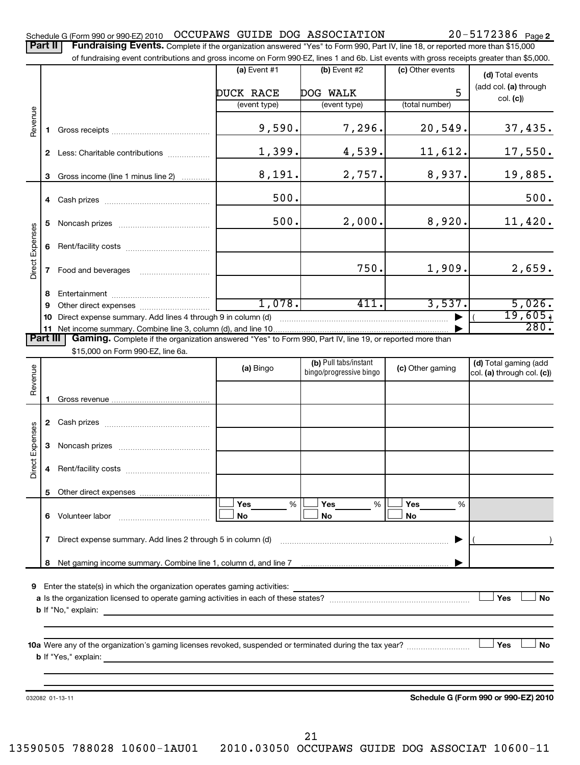Schedule G (Form 990 or 990-EZ) 2010 OCCUPAWS GUIDE DOG ASSOCIATION 20-5172386 Page **2**

**Part II** **Fundraising Events.** Complete if the organization answered "Yes" to Form 990, Part IV, line 18, or reported more than $15,000 of fundraising event contributions and gross income on Form 990-EZ, lines 1 and 6b. List events with gross receipts greater than $5,000.

| | | (a) Event #1 DUCK RACE (event type) | (b) Event #2 DOG WALK (event type) | (c) Other events 5 (total number) | (d) Total events (add col. (a) through col. (c)) |
|---|---|---|---|---|---|
| Revenue | 1 Gross receipts | 9,590. | 7,296. | 20,549. | 37,435. |
| | 2 Less: Charitable contributions | 1,399. | 4,539. | 11,612. | 17,550. |
| | 3 Gross income (line 1 minus line 2) | 8,191. | 2,757. | 8,937. | 19,885. |
| Direct Expenses | 4 Cash prizes | 500. | | | 500. |
| | 5 Noncash prizes | 500. | 2,000. | 8,920. | 11,420. |
| | 6 Rent/facility costs | | | | |
| | 7 Food and beverages | | 750. | 1,909. | 2,659. |
| | 8 Entertainment | | | | |
| | 9 Other direct expenses | 1,078. | 411. | 3,537. | 5,026. |
| | 10 Direct expense summary. Add lines 4 through 9 in column (d) | | | ▶ | ( 19,605.) |
| | 11 Net income summary. Combine line 3, column (d), and line 10 | | | ▶ | 280. |

**Part III** **Gaming.** Complete if the organization answered "Yes" to Form 990, Part IV, line 19, or reported more than $15,000 on Form 990-EZ, line 6a.

| | | (a) Bingo | (b) Pull tabs/instant bingo/progressive bingo | (c) Other gaming | (d) Total gaming (add col. (a) through col. (c)) |
|---|---|---|---|---|---|
| Revenue | 1 Gross revenue | | | | |
| Direct Expenses | 2 Cash prizes | | | | |
| | 3 Noncash prizes | | | | |
| | 4 Rent/facility costs | | | | |
| | 5 Other direct expenses | | | | |
| | 6 Volunteer labor | ☐ Yes ___ % ☐ No | ☐ Yes ___ % ☐ No | ☐ Yes ___ % ☐ No | |
| | 7 Direct expense summary. Add lines 2 through 5 in column (d) | | | ▶ | ( ) |
| | 8 Net gaming income summary. Combine line 1, column d, and line 7 | | | ▶ | |

9 Enter the state(s) in which the organization operates gaming activities:

a Is the organization licensed to operate gaming activities in each of these states? ☐ Yes ☐ No

b If "No," explain:

10a Were any of the organization's gaming licenses revoked, suspended or terminated during the tax year? ☐ Yes ☐ No

b If "Yes," explain:

032082 01-13-11 **Schedule G (Form 990 or 990-EZ) 2010**

13590505 788028 10600-1AU01 2010.03050 OCCUPAWS GUIDE DOG ASSOCIAT 10600-11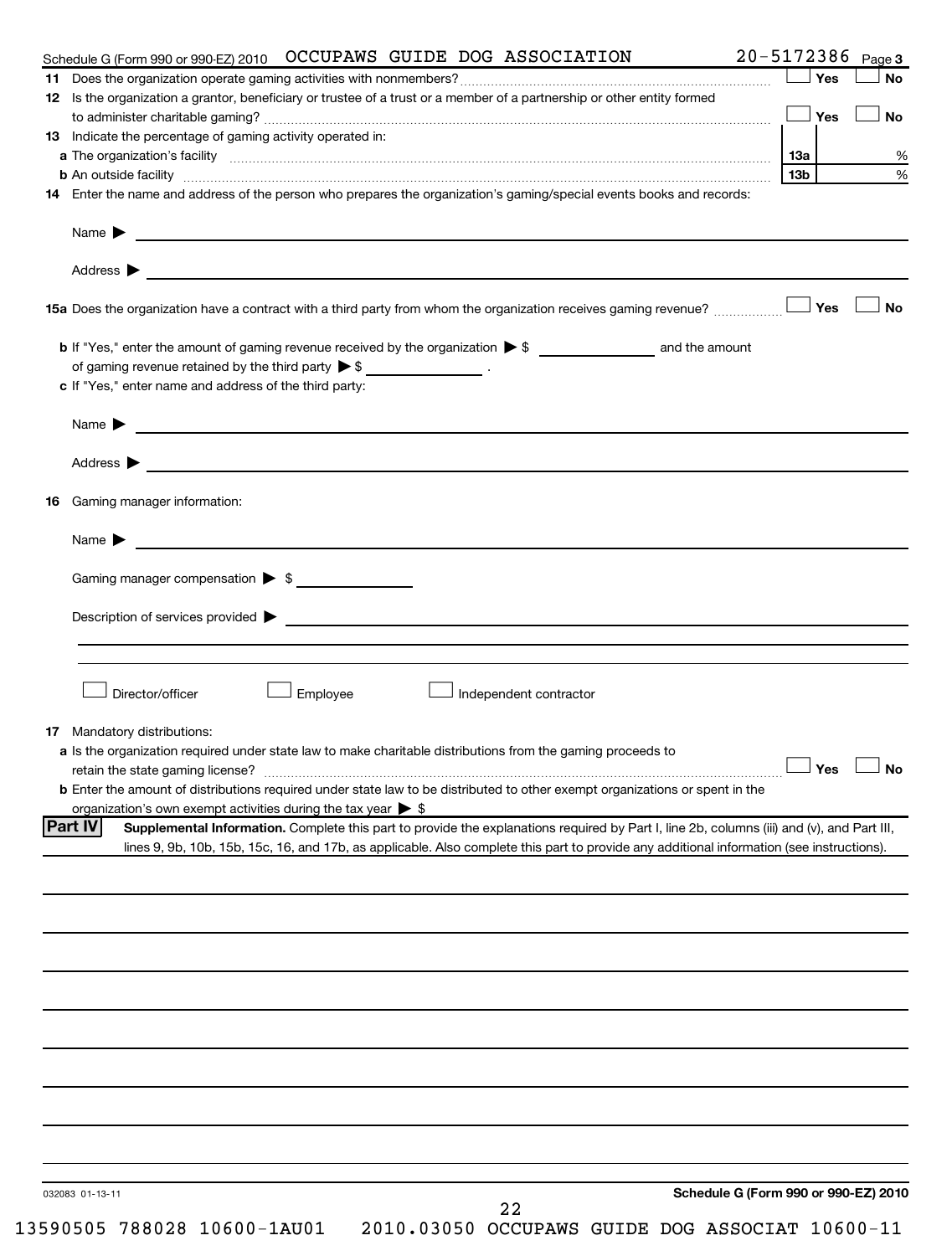Schedule G (Form 990 or 990-EZ) 2010 OCCUPAWS GUIDE DOG ASSOCIATION 20-5172386 Page 3

**11** Does the organization operate gaming activities with nonmembers? ☐ Yes ☐ No

**12** Is the organization a grantor, beneficiary or trustee of a trust or a member of a partnership or other entity formed to administer charitable gaming? ☐ Yes ☐ No

**13** Indicate the percentage of gaming activity operated in:

**a** The organization's facility **13a** %

**b** An outside facility **13b** %

**14** Enter the name and address of the person who prepares the organization's gaming/special events books and records:

Name ▶

Address ▶

**15a** Does the organization have a contract with a third party from whom the organization receives gaming revenue? ☐ Yes ☐ No

**b** If "Yes," enter the amount of gaming revenue received by the organization ▶ $ __________ and the amount of gaming revenue retained by the third party ▶ $ __________ .

**c** If "Yes," enter name and address of the third party:

Name ▶

Address ▶

**16** Gaming manager information:

Name ▶

Gaming manager compensation ▶ $

Description of services provided ▶

☐ Director/officer ☐ Employee ☐ Independent contractor

**17** Mandatory distributions:

**a** Is the organization required under state law to make charitable distributions from the gaming proceeds to retain the state gaming license? ☐ Yes ☐ No

**b** Enter the amount of distributions required under state law to be distributed to other exempt organizations or spent in the organization's own exempt activities during the tax year ▶ $

**Part IV** **Supplemental Information.** Complete this part to provide the explanations required by Part I, line 2b, columns (iii) and (v), and Part III, lines 9, 9b, 10b, 15b, 15c, 16, and 17b, as applicable. Also complete this part to provide any additional information (see instructions).

032083 01-13-11

**Schedule G (Form 990 or 990-EZ) 2010**

13590505 788028 10600-1AU01 2010.03050 OCCUPAWS GUIDE DOG ASSOCIAT 10600-11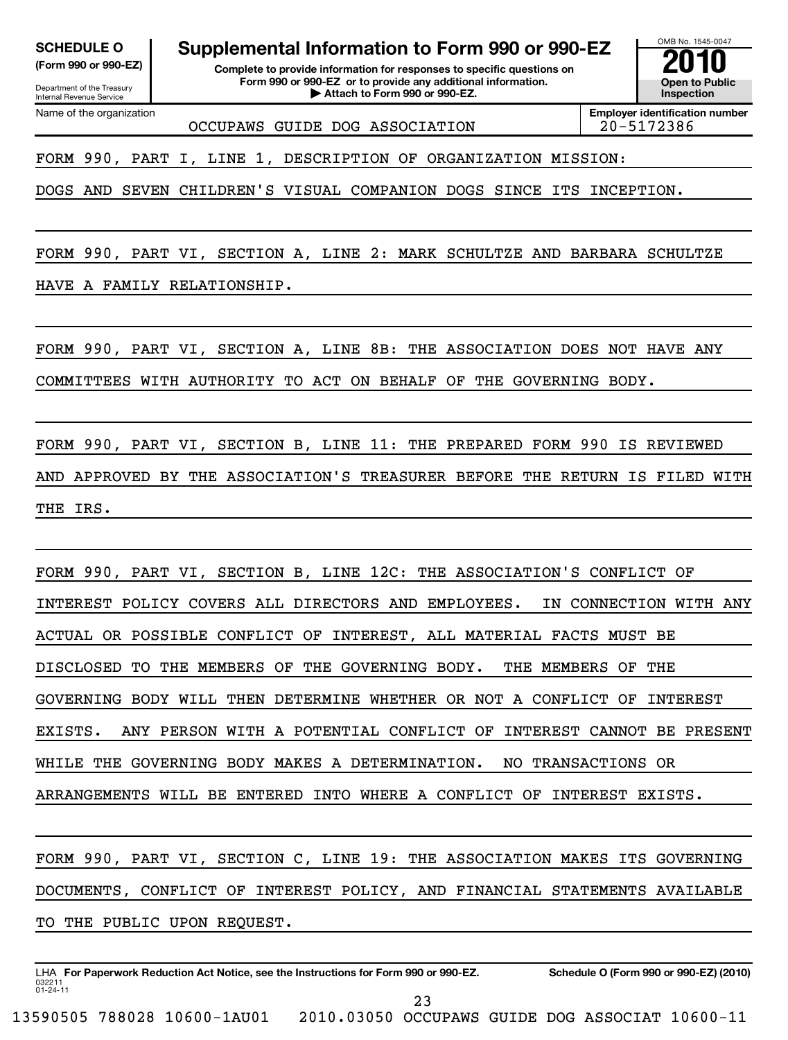**SCHEDULE O**
**(Form 990 or 990-EZ)**

Department of the Treasury
Internal Revenue Service

# Supplemental Information to Form 990 or 990-EZ

**Complete to provide information for responses to specific questions on Form 990 or 990-EZ or to provide any additional information.**
**▶ Attach to Form 990 or 990-EZ.**

OMB No. 1545-0047
**2010**
**Open to Public Inspection**

| Name of the organization | Employer identification number |
|---|---|
| OCCUPAWS GUIDE DOG ASSOCIATION | 20-5172386 |

FORM 990, PART I, LINE 1, DESCRIPTION OF ORGANIZATION MISSION:

DOGS AND SEVEN CHILDREN'S VISUAL COMPANION DOGS SINCE ITS INCEPTION.

FORM 990, PART VI, SECTION A, LINE 2: MARK SCHULTZE AND BARBARA SCHULTZE HAVE A FAMILY RELATIONSHIP.

FORM 990, PART VI, SECTION A, LINE 8B: THE ASSOCIATION DOES NOT HAVE ANY COMMITTEES WITH AUTHORITY TO ACT ON BEHALF OF THE GOVERNING BODY.

FORM 990, PART VI, SECTION B, LINE 11: THE PREPARED FORM 990 IS REVIEWED AND APPROVED BY THE ASSOCIATION'S TREASURER BEFORE THE RETURN IS FILED WITH THE IRS.

FORM 990, PART VI, SECTION B, LINE 12C: THE ASSOCIATION'S CONFLICT OF INTEREST POLICY COVERS ALL DIRECTORS AND EMPLOYEES. IN CONNECTION WITH ANY ACTUAL OR POSSIBLE CONFLICT OF INTEREST, ALL MATERIAL FACTS MUST BE DISCLOSED TO THE MEMBERS OF THE GOVERNING BODY. THE MEMBERS OF THE GOVERNING BODY WILL THEN DETERMINE WHETHER OR NOT A CONFLICT OF INTEREST EXISTS. ANY PERSON WITH A POTENTIAL CONFLICT OF INTEREST CANNOT BE PRESENT WHILE THE GOVERNING BODY MAKES A DETERMINATION. NO TRANSACTIONS OR ARRANGEMENTS WILL BE ENTERED INTO WHERE A CONFLICT OF INTEREST EXISTS.

FORM 990, PART VI, SECTION C, LINE 19: THE ASSOCIATION MAKES ITS GOVERNING DOCUMENTS, CONFLICT OF INTEREST POLICY, AND FINANCIAL STATEMENTS AVAILABLE TO THE PUBLIC UPON REQUEST.

032211
01-24-11

LHA **For Paperwork Reduction Act Notice, see the Instructions for Form 990 or 990-EZ.** **Schedule O (Form 990 or 990-EZ) (2010)**

13590505 788028 10600-1AU01 2010.03050 OCCUPAWS GUIDE DOG ASSOCIAT 10600-11